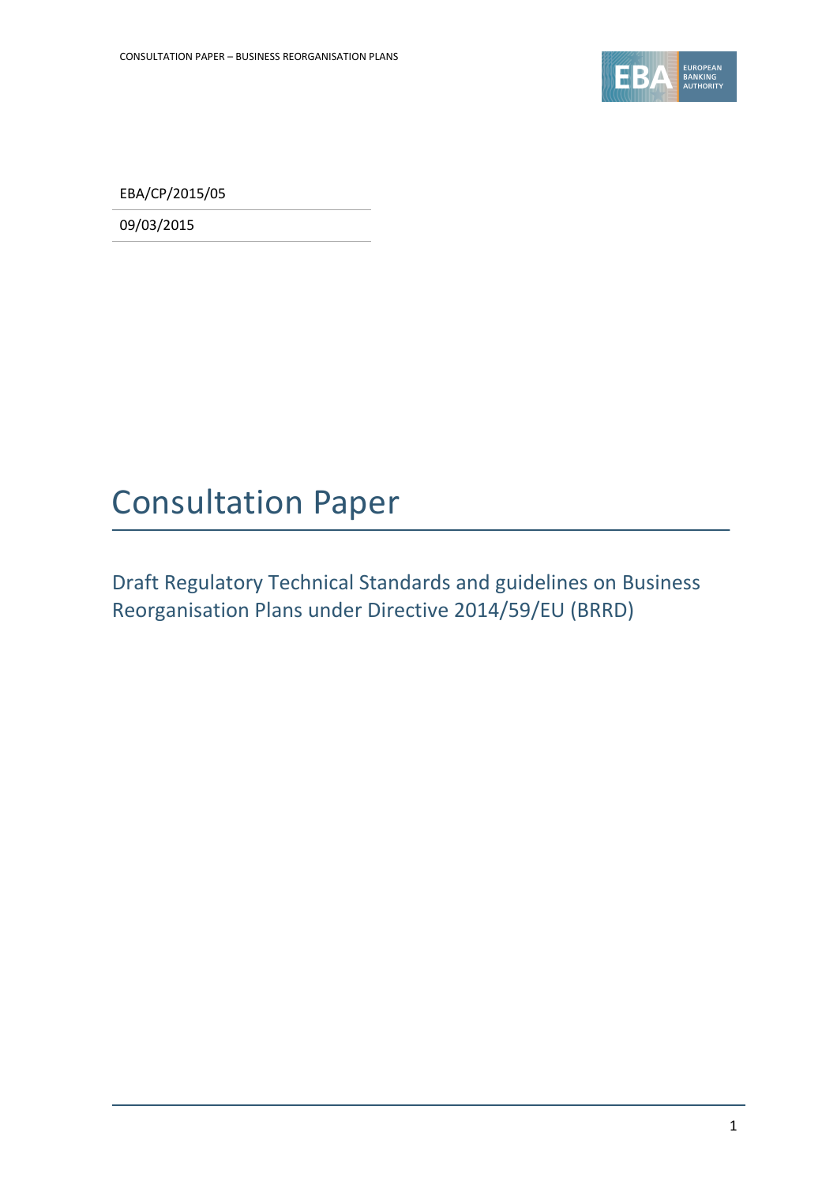EBA/CP/2015/05

09/03/2015

# Consultation Paper

## Draft Regulatory Technical Standards and guidelines on Business Reorganisation Plans under Directive 2014/59/EU (BRRD)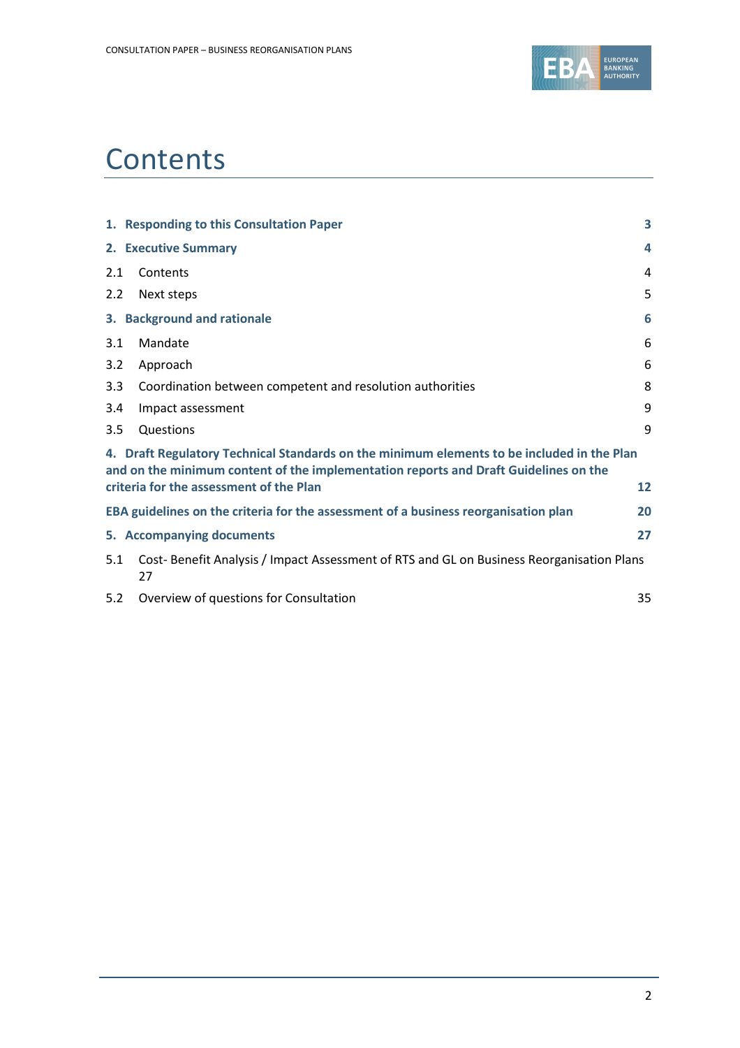# Contents

| | |
|---|---|
| **1. Responding to this Consultation Paper** | **3** |
| **2. Executive Summary** | **4** |
| 2.1 Contents | 4 |
| 2.2 Next steps | 5 |
| **3. Background and rationale** | **6** |
| 3.1 Mandate | 6 |
| 3.2 Approach | 6 |
| 3.3 Coordination between competent and resolution authorities | 8 |
| 3.4 Impact assessment | 9 |
| 3.5 Questions | 9 |
| **4. Draft Regulatory Technical Standards on the minimum elements to be included in the Plan and on the minimum content of the implementation reports and Draft Guidelines on the criteria for the assessment of the Plan** | **12** |
| **EBA guidelines on the criteria for the assessment of a business reorganisation plan** | **20** |
| **5. Accompanying documents** | **27** |
| 5.1 Cost- Benefit Analysis / Impact Assessment of RTS and GL on Business Reorganisation Plans | 27 |
| 5.2 Overview of questions for Consultation | 35 |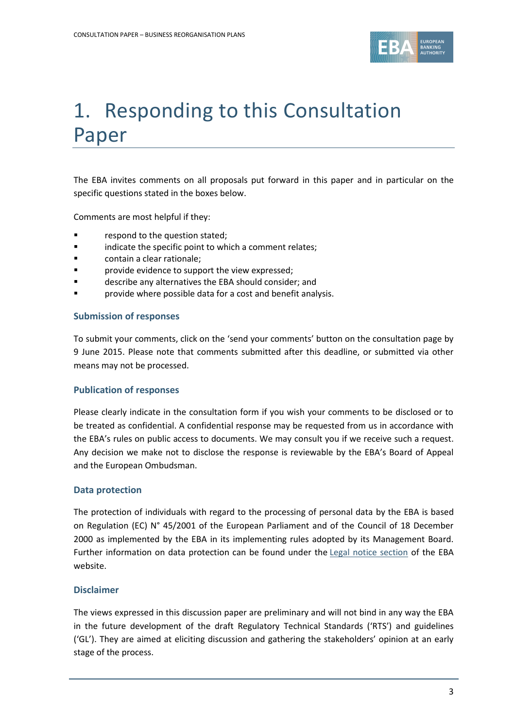# 1. Responding to this Consultation Paper

The EBA invites comments on all proposals put forward in this paper and in particular on the specific questions stated in the boxes below.

Comments are most helpful if they:

- respond to the question stated;
- indicate the specific point to which a comment relates;
- contain a clear rationale;
- provide evidence to support the view expressed;
- describe any alternatives the EBA should consider; and
- provide where possible data for a cost and benefit analysis.

### Submission of responses

To submit your comments, click on the 'send your comments' button on the consultation page by 9 June 2015. Please note that comments submitted after this deadline, or submitted via other means may not be processed.

### Publication of responses

Please clearly indicate in the consultation form if you wish your comments to be disclosed or to be treated as confidential. A confidential response may be requested from us in accordance with the EBA's rules on public access to documents. We may consult you if we receive such a request. Any decision we make not to disclose the response is reviewable by the EBA's Board of Appeal and the European Ombudsman.

### Data protection

The protection of individuals with regard to the processing of personal data by the EBA is based on Regulation (EC) N° 45/2001 of the European Parliament and of the Council of 18 December 2000 as implemented by the EBA in its implementing rules adopted by its Management Board. Further information on data protection can be found under the Legal notice section of the EBA website.

### Disclaimer

The views expressed in this discussion paper are preliminary and will not bind in any way the EBA in the future development of the draft Regulatory Technical Standards ('RTS') and guidelines ('GL'). They are aimed at eliciting discussion and gathering the stakeholders' opinion at an early stage of the process.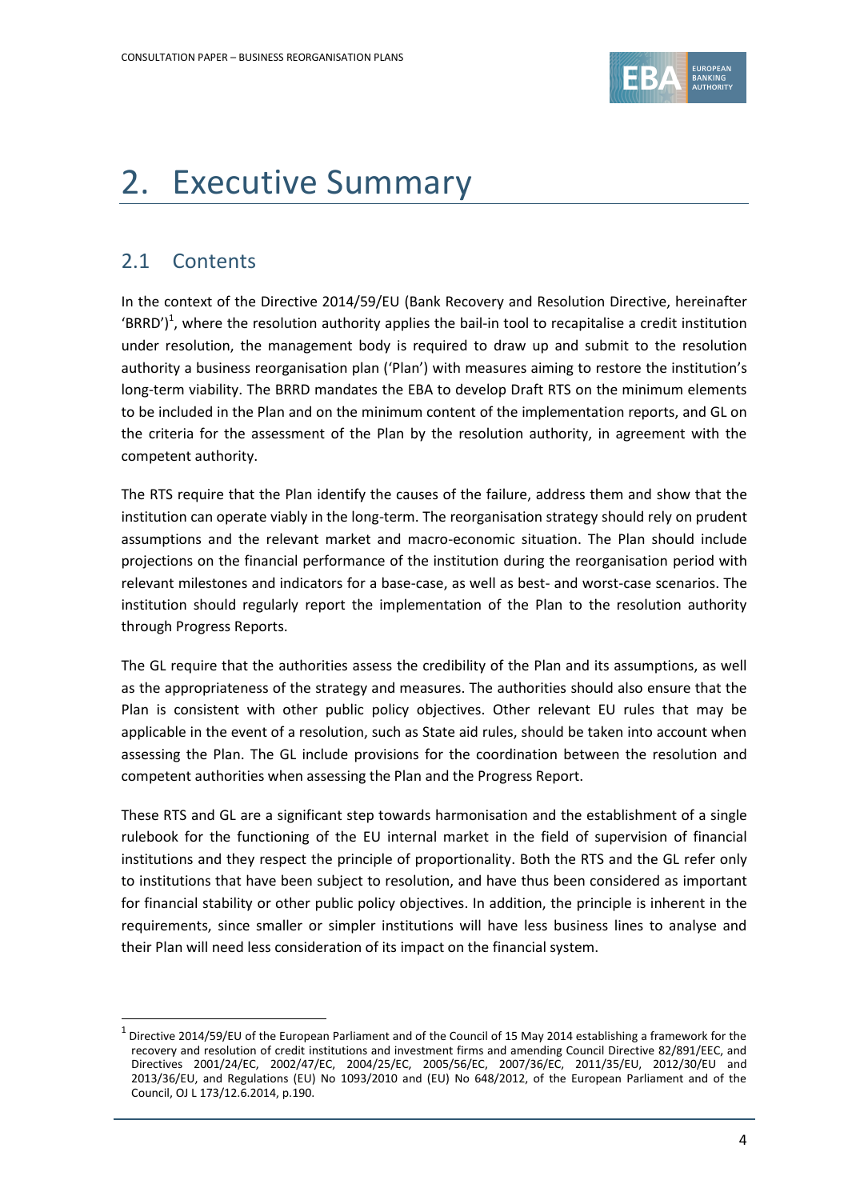# 2. Executive Summary

## 2.1 Contents

In the context of the Directive 2014/59/EU (Bank Recovery and Resolution Directive, hereinafter 'BRRD')[1], where the resolution authority applies the bail-in tool to recapitalise a credit institution under resolution, the management body is required to draw up and submit to the resolution authority a business reorganisation plan ('Plan') with measures aiming to restore the institution's long-term viability. The BRRD mandates the EBA to develop Draft RTS on the minimum elements to be included in the Plan and on the minimum content of the implementation reports, and GL on the criteria for the assessment of the Plan by the resolution authority, in agreement with the competent authority.

The RTS require that the Plan identify the causes of the failure, address them and show that the institution can operate viably in the long-term. The reorganisation strategy should rely on prudent assumptions and the relevant market and macro-economic situation. The Plan should include projections on the financial performance of the institution during the reorganisation period with relevant milestones and indicators for a base-case, as well as best- and worst-case scenarios. The institution should regularly report the implementation of the Plan to the resolution authority through Progress Reports.

The GL require that the authorities assess the credibility of the Plan and its assumptions, as well as the appropriateness of the strategy and measures. The authorities should also ensure that the Plan is consistent with other public policy objectives. Other relevant EU rules that may be applicable in the event of a resolution, such as State aid rules, should be taken into account when assessing the Plan. The GL include provisions for the coordination between the resolution and competent authorities when assessing the Plan and the Progress Report.

These RTS and GL are a significant step towards harmonisation and the establishment of a single rulebook for the functioning of the EU internal market in the field of supervision of financial institutions and they respect the principle of proportionality. Both the RTS and the GL refer only to institutions that have been subject to resolution, and have thus been considered as important for financial stability or other public policy objectives. In addition, the principle is inherent in the requirements, since smaller or simpler institutions will have less business lines to analyse and their Plan will need less consideration of its impact on the financial system.

[1] Directive 2014/59/EU of the European Parliament and of the Council of 15 May 2014 establishing a framework for the recovery and resolution of credit institutions and investment firms and amending Council Directive 82/891/EEC, and Directives 2001/24/EC, 2002/47/EC, 2004/25/EC, 2005/56/EC, 2007/36/EC, 2011/35/EU, 2012/30/EU and 2013/36/EU, and Regulations (EU) No 1093/2010 and (EU) No 648/2012, of the European Parliament and of the Council, OJ L 173/12.6.2014, p.190.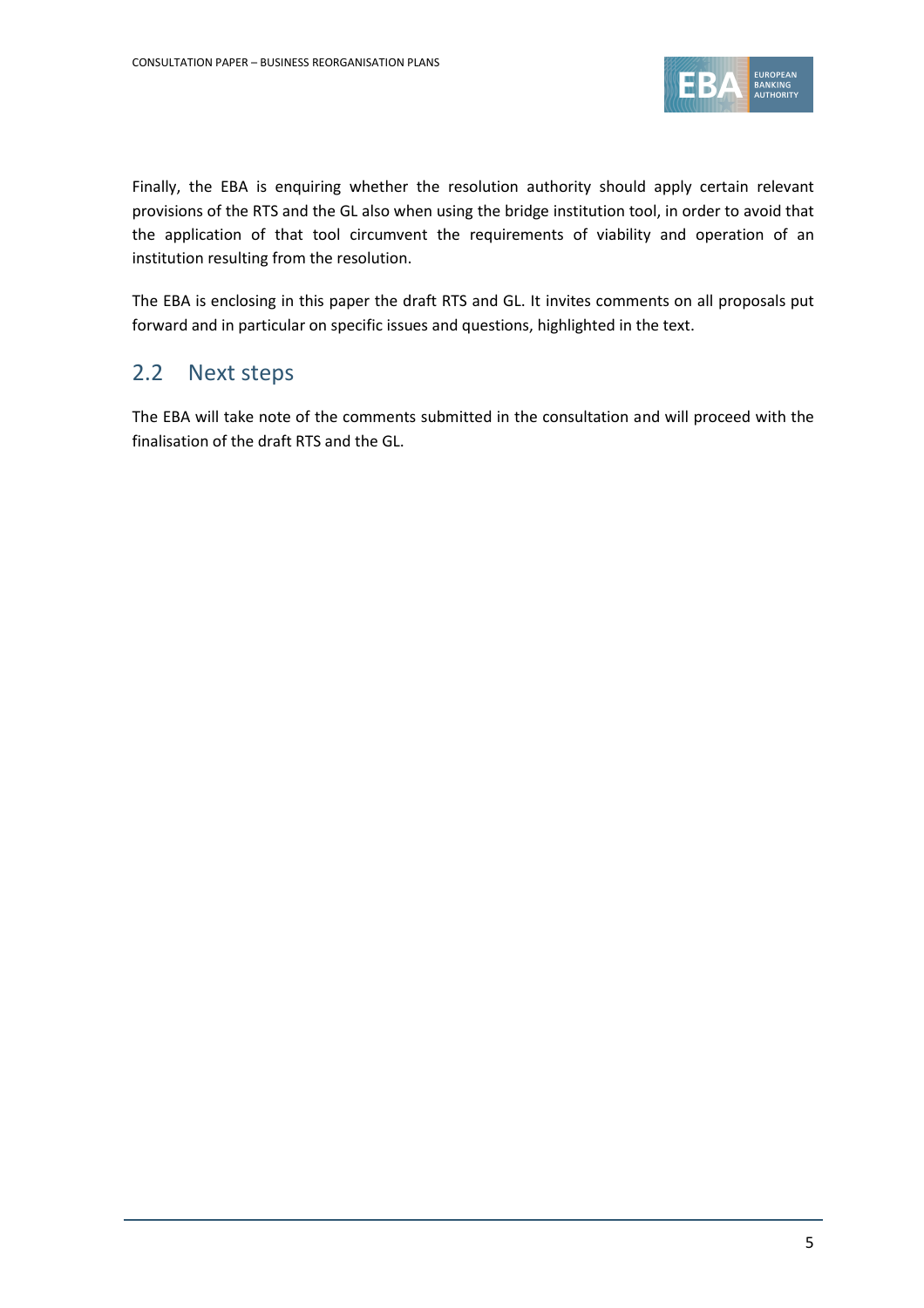Finally, the EBA is enquiring whether the resolution authority should apply certain relevant provisions of the RTS and the GL also when using the bridge institution tool, in order to avoid that the application of that tool circumvent the requirements of viability and operation of an institution resulting from the resolution.

The EBA is enclosing in this paper the draft RTS and GL. It invites comments on all proposals put forward and in particular on specific issues and questions, highlighted in the text.

## 2.2 Next steps

The EBA will take note of the comments submitted in the consultation and will proceed with the finalisation of the draft RTS and the GL.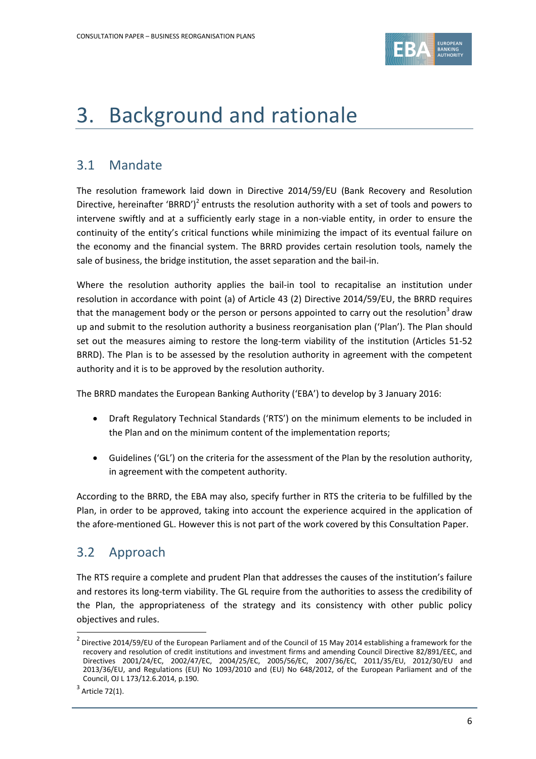# 3. Background and rationale

## 3.1 Mandate

The resolution framework laid down in Directive 2014/59/EU (Bank Recovery and Resolution Directive, hereinafter 'BRRD')[2] entrusts the resolution authority with a set of tools and powers to intervene swiftly and at a sufficiently early stage in a non-viable entity, in order to ensure the continuity of the entity's critical functions while minimizing the impact of its eventual failure on the economy and the financial system. The BRRD provides certain resolution tools, namely the sale of business, the bridge institution, the asset separation and the bail-in.

Where the resolution authority applies the bail-in tool to recapitalise an institution under resolution in accordance with point (a) of Article 43 (2) Directive 2014/59/EU, the BRRD requires that the management body or the person or persons appointed to carry out the resolution[3] draw up and submit to the resolution authority a business reorganisation plan ('Plan'). The Plan should set out the measures aiming to restore the long-term viability of the institution (Articles 51-52 BRRD). The Plan is to be assessed by the resolution authority in agreement with the competent authority and it is to be approved by the resolution authority.

The BRRD mandates the European Banking Authority ('EBA') to develop by 3 January 2016:

- Draft Regulatory Technical Standards ('RTS') on the minimum elements to be included in the Plan and on the minimum content of the implementation reports;
- Guidelines ('GL') on the criteria for the assessment of the Plan by the resolution authority, in agreement with the competent authority.

According to the BRRD, the EBA may also, specify further in RTS the criteria to be fulfilled by the Plan, in order to be approved, taking into account the experience acquired in the application of the afore-mentioned GL. However this is not part of the work covered by this Consultation Paper.

## 3.2 Approach

The RTS require a complete and prudent Plan that addresses the causes of the institution's failure and restores its long-term viability. The GL require from the authorities to assess the credibility of the Plan, the appropriateness of the strategy and its consistency with other public policy objectives and rules.

---

[2] Directive 2014/59/EU of the European Parliament and of the Council of 15 May 2014 establishing a framework for the recovery and resolution of credit institutions and investment firms and amending Council Directive 82/891/EEC, and Directives 2001/24/EC, 2002/47/EC, 2004/25/EC, 2005/56/EC, 2007/36/EC, 2011/35/EU, 2012/30/EU and 2013/36/EU, and Regulations (EU) No 1093/2010 and (EU) No 648/2012, of the European Parliament and of the Council, OJ L 173/12.6.2014, p.190.

[3] Article 72(1).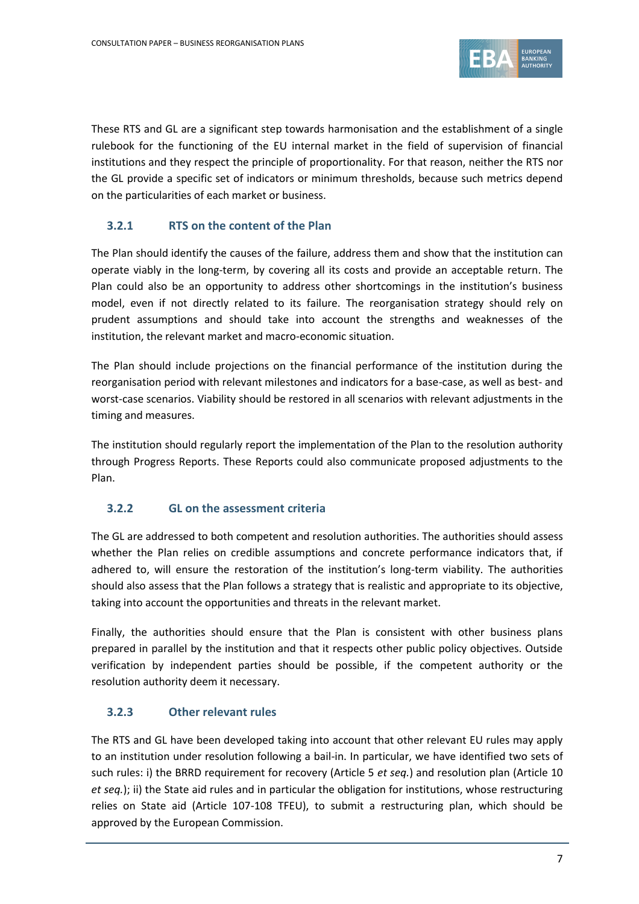These RTS and GL are a significant step towards harmonisation and the establishment of a single rulebook for the functioning of the EU internal market in the field of supervision of financial institutions and they respect the principle of proportionality. For that reason, neither the RTS nor the GL provide a specific set of indicators or minimum thresholds, because such metrics depend on the particularities of each market or business.

### 3.2.1 RTS on the content of the Plan

The Plan should identify the causes of the failure, address them and show that the institution can operate viably in the long-term, by covering all its costs and provide an acceptable return. The Plan could also be an opportunity to address other shortcomings in the institution's business model, even if not directly related to its failure. The reorganisation strategy should rely on prudent assumptions and should take into account the strengths and weaknesses of the institution, the relevant market and macro-economic situation.

The Plan should include projections on the financial performance of the institution during the reorganisation period with relevant milestones and indicators for a base-case, as well as best- and worst-case scenarios. Viability should be restored in all scenarios with relevant adjustments in the timing and measures.

The institution should regularly report the implementation of the Plan to the resolution authority through Progress Reports. These Reports could also communicate proposed adjustments to the Plan.

### 3.2.2 GL on the assessment criteria

The GL are addressed to both competent and resolution authorities. The authorities should assess whether the Plan relies on credible assumptions and concrete performance indicators that, if adhered to, will ensure the restoration of the institution's long-term viability. The authorities should also assess that the Plan follows a strategy that is realistic and appropriate to its objective, taking into account the opportunities and threats in the relevant market.

Finally, the authorities should ensure that the Plan is consistent with other business plans prepared in parallel by the institution and that it respects other public policy objectives. Outside verification by independent parties should be possible, if the competent authority or the resolution authority deem it necessary.

### 3.2.3 Other relevant rules

The RTS and GL have been developed taking into account that other relevant EU rules may apply to an institution under resolution following a bail-in. In particular, we have identified two sets of such rules: i) the BRRD requirement for recovery (Article 5 *et seq.*) and resolution plan (Article 10 *et seq.*); ii) the State aid rules and in particular the obligation for institutions, whose restructuring relies on State aid (Article 107-108 TFEU), to submit a restructuring plan, which should be approved by the European Commission.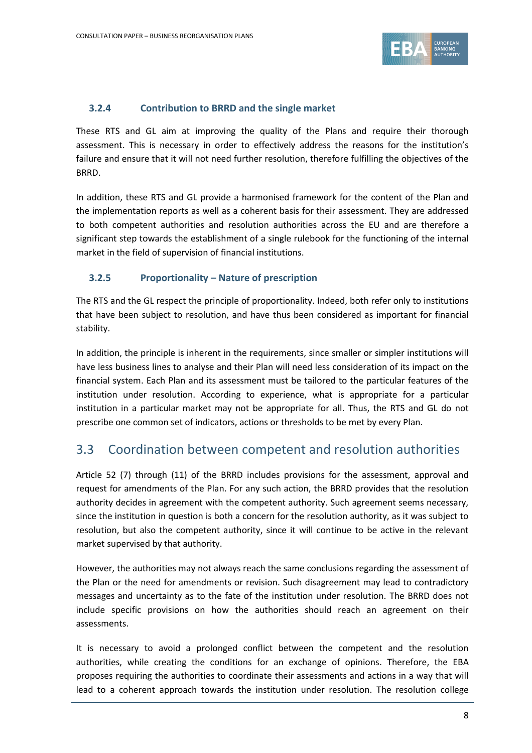### 3.2.4 Contribution to BRRD and the single market

These RTS and GL aim at improving the quality of the Plans and require their thorough assessment. This is necessary in order to effectively address the reasons for the institution's failure and ensure that it will not need further resolution, therefore fulfilling the objectives of the BRRD.

In addition, these RTS and GL provide a harmonised framework for the content of the Plan and the implementation reports as well as a coherent basis for their assessment. They are addressed to both competent authorities and resolution authorities across the EU and are therefore a significant step towards the establishment of a single rulebook for the functioning of the internal market in the field of supervision of financial institutions.

### 3.2.5 Proportionality – Nature of prescription

The RTS and the GL respect the principle of proportionality. Indeed, both refer only to institutions that have been subject to resolution, and have thus been considered as important for financial stability.

In addition, the principle is inherent in the requirements, since smaller or simpler institutions will have less business lines to analyse and their Plan will need less consideration of its impact on the financial system. Each Plan and its assessment must be tailored to the particular features of the institution under resolution. According to experience, what is appropriate for a particular institution in a particular market may not be appropriate for all. Thus, the RTS and GL do not prescribe one common set of indicators, actions or thresholds to be met by every Plan.

## 3.3 Coordination between competent and resolution authorities

Article 52 (7) through (11) of the BRRD includes provisions for the assessment, approval and request for amendments of the Plan. For any such action, the BRRD provides that the resolution authority decides in agreement with the competent authority. Such agreement seems necessary, since the institution in question is both a concern for the resolution authority, as it was subject to resolution, but also the competent authority, since it will continue to be active in the relevant market supervised by that authority.

However, the authorities may not always reach the same conclusions regarding the assessment of the Plan or the need for amendments or revision. Such disagreement may lead to contradictory messages and uncertainty as to the fate of the institution under resolution. The BRRD does not include specific provisions on how the authorities should reach an agreement on their assessments.

It is necessary to avoid a prolonged conflict between the competent and the resolution authorities, while creating the conditions for an exchange of opinions. Therefore, the EBA proposes requiring the authorities to coordinate their assessments and actions in a way that will lead to a coherent approach towards the institution under resolution. The resolution college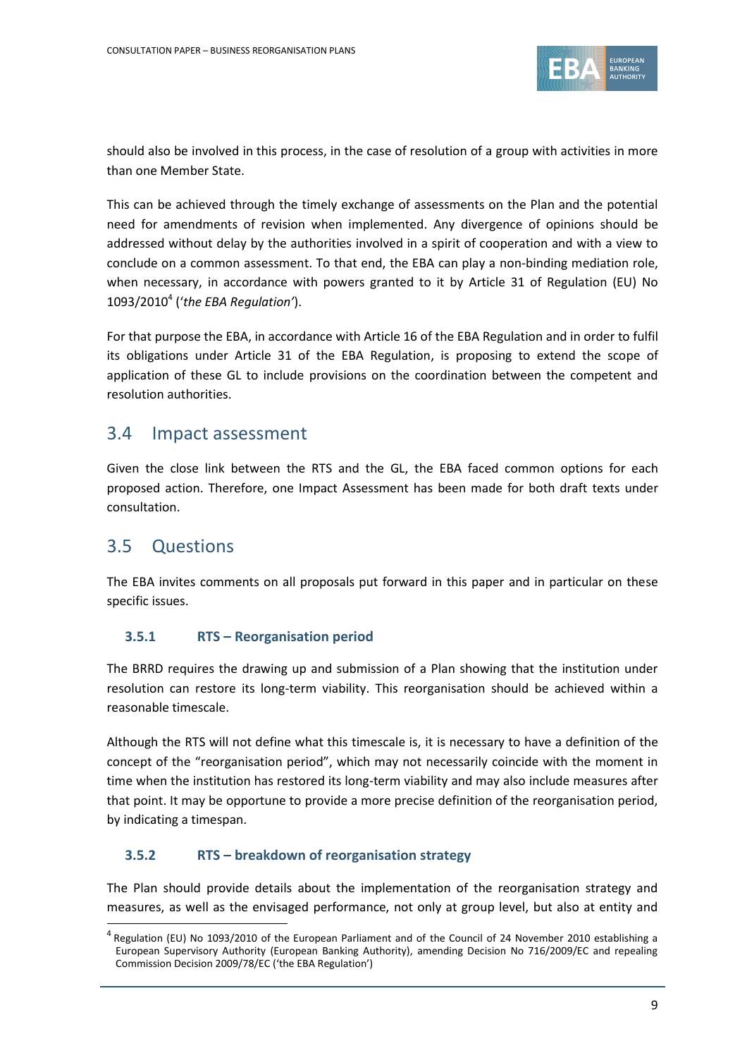should also be involved in this process, in the case of resolution of a group with activities in more than one Member State.

This can be achieved through the timely exchange of assessments on the Plan and the potential need for amendments of revision when implemented. Any divergence of opinions should be addressed without delay by the authorities involved in a spirit of cooperation and with a view to conclude on a common assessment. To that end, the EBA can play a non-binding mediation role, when necessary, in accordance with powers granted to it by Article 31 of Regulation (EU) No 1093/2010[4] ('*the EBA Regulation'*).

For that purpose the EBA, in accordance with Article 16 of the EBA Regulation and in order to fulfil its obligations under Article 31 of the EBA Regulation, is proposing to extend the scope of application of these GL to include provisions on the coordination between the competent and resolution authorities.

## 3.4 Impact assessment

Given the close link between the RTS and the GL, the EBA faced common options for each proposed action. Therefore, one Impact Assessment has been made for both draft texts under consultation.

## 3.5 Questions

The EBA invites comments on all proposals put forward in this paper and in particular on these specific issues.

### 3.5.1 RTS – Reorganisation period

The BRRD requires the drawing up and submission of a Plan showing that the institution under resolution can restore its long-term viability. This reorganisation should be achieved within a reasonable timescale.

Although the RTS will not define what this timescale is, it is necessary to have a definition of the concept of the "reorganisation period", which may not necessarily coincide with the moment in time when the institution has restored its long-term viability and may also include measures after that point. It may be opportune to provide a more precise definition of the reorganisation period, by indicating a timespan.

### 3.5.2 RTS – breakdown of reorganisation strategy

The Plan should provide details about the implementation of the reorganisation strategy and measures, as well as the envisaged performance, not only at group level, but also at entity and

[4] Regulation (EU) No 1093/2010 of the European Parliament and of the Council of 24 November 2010 establishing a European Supervisory Authority (European Banking Authority), amending Decision No 716/2009/EC and repealing Commission Decision 2009/78/EC ('the EBA Regulation')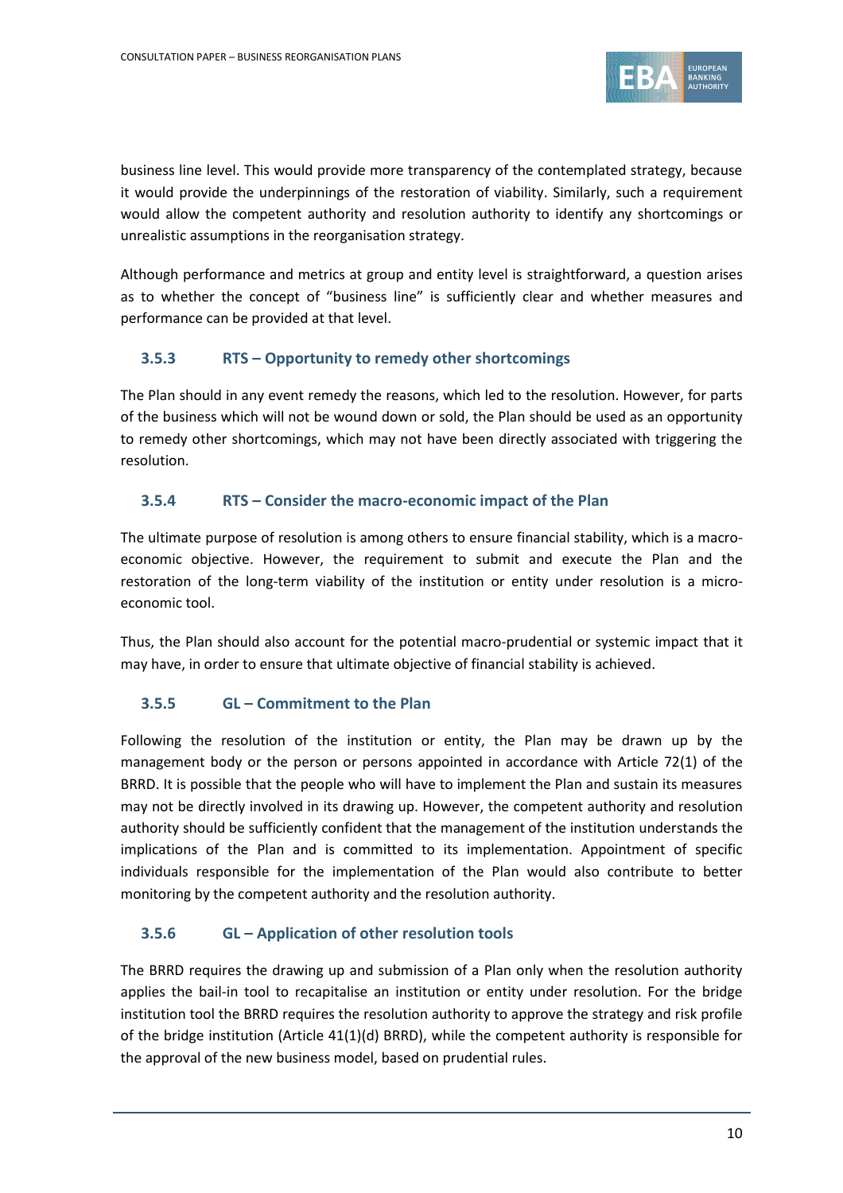business line level. This would provide more transparency of the contemplated strategy, because it would provide the underpinnings of the restoration of viability. Similarly, such a requirement would allow the competent authority and resolution authority to identify any shortcomings or unrealistic assumptions in the reorganisation strategy.

Although performance and metrics at group and entity level is straightforward, a question arises as to whether the concept of "business line" is sufficiently clear and whether measures and performance can be provided at that level.

### 3.5.3 RTS – Opportunity to remedy other shortcomings

The Plan should in any event remedy the reasons, which led to the resolution. However, for parts of the business which will not be wound down or sold, the Plan should be used as an opportunity to remedy other shortcomings, which may not have been directly associated with triggering the resolution.

### 3.5.4 RTS – Consider the macro-economic impact of the Plan

The ultimate purpose of resolution is among others to ensure financial stability, which is a macro-economic objective. However, the requirement to submit and execute the Plan and the restoration of the long-term viability of the institution or entity under resolution is a micro-economic tool.

Thus, the Plan should also account for the potential macro-prudential or systemic impact that it may have, in order to ensure that ultimate objective of financial stability is achieved.

### 3.5.5 GL – Commitment to the Plan

Following the resolution of the institution or entity, the Plan may be drawn up by the management body or the person or persons appointed in accordance with Article 72(1) of the BRRD. It is possible that the people who will have to implement the Plan and sustain its measures may not be directly involved in its drawing up. However, the competent authority and resolution authority should be sufficiently confident that the management of the institution understands the implications of the Plan and is committed to its implementation. Appointment of specific individuals responsible for the implementation of the Plan would also contribute to better monitoring by the competent authority and the resolution authority.

### 3.5.6 GL – Application of other resolution tools

The BRRD requires the drawing up and submission of a Plan only when the resolution authority applies the bail-in tool to recapitalise an institution or entity under resolution. For the bridge institution tool the BRRD requires the resolution authority to approve the strategy and risk profile of the bridge institution (Article 41(1)(d) BRRD), while the competent authority is responsible for the approval of the new business model, based on prudential rules.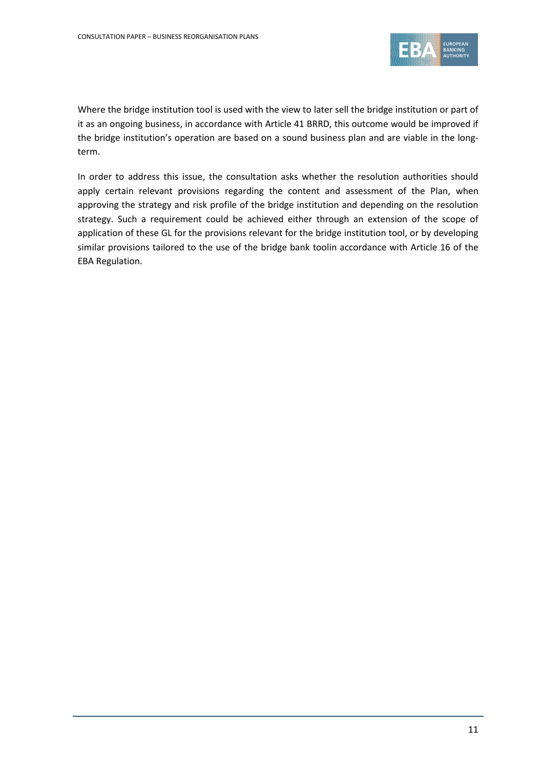Where the bridge institution tool is used with the view to later sell the bridge institution or part of it as an ongoing business, in accordance with Article 41 BRRD, this outcome would be improved if the bridge institution's operation are based on a sound business plan and are viable in the long-term.

In order to address this issue, the consultation asks whether the resolution authorities should apply certain relevant provisions regarding the content and assessment of the Plan, when approving the strategy and risk profile of the bridge institution and depending on the resolution strategy. Such a requirement could be achieved either through an extension of the scope of application of these GL for the provisions relevant for the bridge institution tool, or by developing similar provisions tailored to the use of the bridge bank toolin accordance with Article 16 of the EBA Regulation.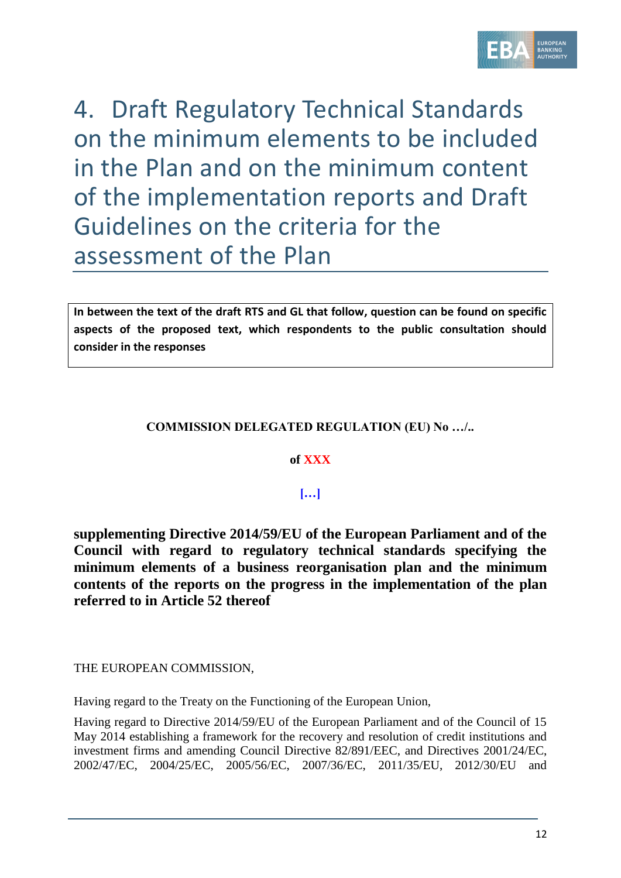# 4. Draft Regulatory Technical Standards on the minimum elements to be included in the Plan and on the minimum content of the implementation reports and Draft Guidelines on the criteria for the assessment of the Plan

**In between the text of the draft RTS and GL that follow, question can be found on specific aspects of the proposed text, which respondents to the public consultation should consider in the responses**

**COMMISSION DELEGATED REGULATION (EU) No …/..**

**of XXX**

**[…]**

**supplementing Directive 2014/59/EU of the European Parliament and of the Council with regard to regulatory technical standards specifying the minimum elements of a business reorganisation plan and the minimum contents of the reports on the progress in the implementation of the plan referred to in Article 52 thereof**

THE EUROPEAN COMMISSION,

Having regard to the Treaty on the Functioning of the European Union,

Having regard to Directive 2014/59/EU of the European Parliament and of the Council of 15 May 2014 establishing a framework for the recovery and resolution of credit institutions and investment firms and amending Council Directive 82/891/EEC, and Directives 2001/24/EC, 2002/47/EC, 2004/25/EC, 2005/56/EC, 2007/36/EC, 2011/35/EU, 2012/30/EU and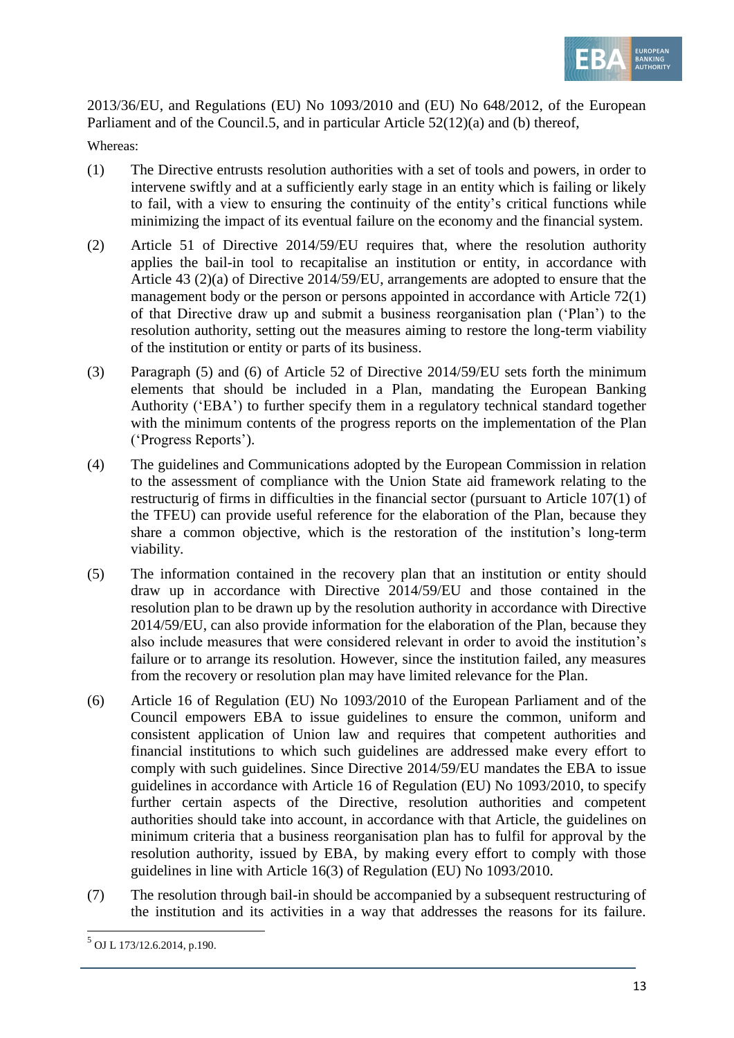2013/36/EU, and Regulations (EU) No 1093/2010 and (EU) No 648/2012, of the European Parliament and of the Council.[5], and in particular Article 52(12)(a) and (b) thereof,

Whereas:

(1) The Directive entrusts resolution authorities with a set of tools and powers, in order to intervene swiftly and at a sufficiently early stage in an entity which is failing or likely to fail, with a view to ensuring the continuity of the entity's critical functions while minimizing the impact of its eventual failure on the economy and the financial system.

(2) Article 51 of Directive 2014/59/EU requires that, where the resolution authority applies the bail-in tool to recapitalise an institution or entity, in accordance with Article 43 (2)(a) of Directive 2014/59/EU, arrangements are adopted to ensure that the management body or the person or persons appointed in accordance with Article 72(1) of that Directive draw up and submit a business reorganisation plan ('Plan') to the resolution authority, setting out the measures aiming to restore the long-term viability of the institution or entity or parts of its business.

(3) Paragraph (5) and (6) of Article 52 of Directive 2014/59/EU sets forth the minimum elements that should be included in a Plan, mandating the European Banking Authority ('EBA') to further specify them in a regulatory technical standard together with the minimum contents of the progress reports on the implementation of the Plan ('Progress Reports').

(4) The guidelines and Communications adopted by the European Commission in relation to the assessment of compliance with the Union State aid framework relating to the restructurig of firms in difficulties in the financial sector (pursuant to Article 107(1) of the TFEU) can provide useful reference for the elaboration of the Plan, because they share a common objective, which is the restoration of the institution's long-term viability.

(5) The information contained in the recovery plan that an institution or entity should draw up in accordance with Directive 2014/59/EU and those contained in the resolution plan to be drawn up by the resolution authority in accordance with Directive 2014/59/EU, can also provide information for the elaboration of the Plan, because they also include measures that were considered relevant in order to avoid the institution's failure or to arrange its resolution. However, since the institution failed, any measures from the recovery or resolution plan may have limited relevance for the Plan.

(6) Article 16 of Regulation (EU) No 1093/2010 of the European Parliament and of the Council empowers EBA to issue guidelines to ensure the common, uniform and consistent application of Union law and requires that competent authorities and financial institutions to which such guidelines are addressed make every effort to comply with such guidelines. Since Directive 2014/59/EU mandates the EBA to issue guidelines in accordance with Article 16 of Regulation (EU) No 1093/2010, to specify further certain aspects of the Directive, resolution authorities and competent authorities should take into account, in accordance with that Article, the guidelines on minimum criteria that a business reorganisation plan has to fulfil for approval by the resolution authority, issued by EBA, by making every effort to comply with those guidelines in line with Article 16(3) of Regulation (EU) No 1093/2010.

(7) The resolution through bail-in should be accompanied by a subsequent restructuring of the institution and its activities in a way that addresses the reasons for its failure.

[5] OJ L 173/12.6.2014, p.190.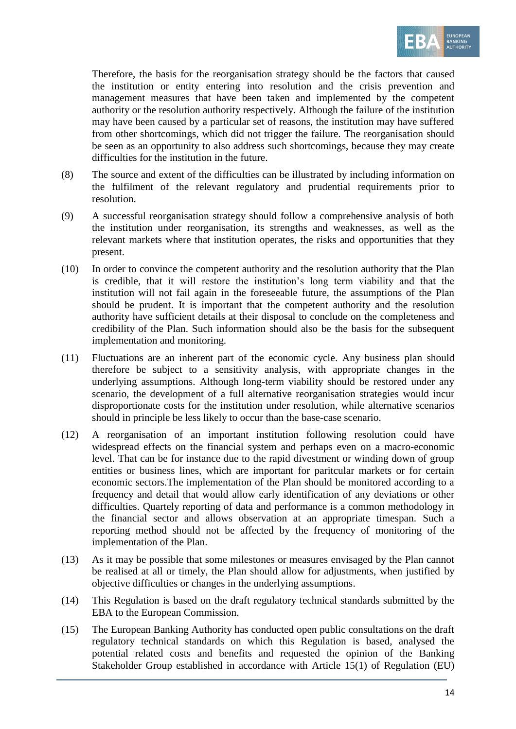Therefore, the basis for the reorganisation strategy should be the factors that caused the institution or entity entering into resolution and the crisis prevention and management measures that have been taken and implemented by the competent authority or the resolution authority respectively. Although the failure of the institution may have been caused by a particular set of reasons, the institution may have suffered from other shortcomings, which did not trigger the failure. The reorganisation should be seen as an opportunity to also address such shortcomings, because they may create difficulties for the institution in the future.

(8) The source and extent of the difficulties can be illustrated by including information on the fulfilment of the relevant regulatory and prudential requirements prior to resolution.

(9) A successful reorganisation strategy should follow a comprehensive analysis of both the institution under reorganisation, its strengths and weaknesses, as well as the relevant markets where that institution operates, the risks and opportunities that they present.

(10) In order to convince the competent authority and the resolution authority that the Plan is credible, that it will restore the institution's long term viability and that the institution will not fail again in the foreseeable future, the assumptions of the Plan should be prudent. It is important that the competent authority and the resolution authority have sufficient details at their disposal to conclude on the completeness and credibility of the Plan. Such information should also be the basis for the subsequent implementation and monitoring.

(11) Fluctuations are an inherent part of the economic cycle. Any business plan should therefore be subject to a sensitivity analysis, with appropriate changes in the underlying assumptions. Although long-term viability should be restored under any scenario, the development of a full alternative reorganisation strategies would incur disproportionate costs for the institution under resolution, while alternative scenarios should in principle be less likely to occur than the base-case scenario.

(12) A reorganisation of an important institution following resolution could have widespread effects on the financial system and perhaps even on a macro-economic level. That can be for instance due to the rapid divestment or winding down of group entities or business lines, which are important for paritcular markets or for certain economic sectors.The implementation of the Plan should be monitored according to a frequency and detail that would allow early identification of any deviations or other difficulties. Quartely reporting of data and performance is a common methodology in the financial sector and allows observation at an appropriate timespan. Such a reporting method should not be affected by the frequency of monitoring of the implementation of the Plan.

(13) As it may be possible that some milestones or measures envisaged by the Plan cannot be realised at all or timely, the Plan should allow for adjustments, when justified by objective difficulties or changes in the underlying assumptions.

(14) This Regulation is based on the draft regulatory technical standards submitted by the EBA to the European Commission.

(15) The European Banking Authority has conducted open public consultations on the draft regulatory technical standards on which this Regulation is based, analysed the potential related costs and benefits and requested the opinion of the Banking Stakeholder Group established in accordance with Article 15(1) of Regulation (EU)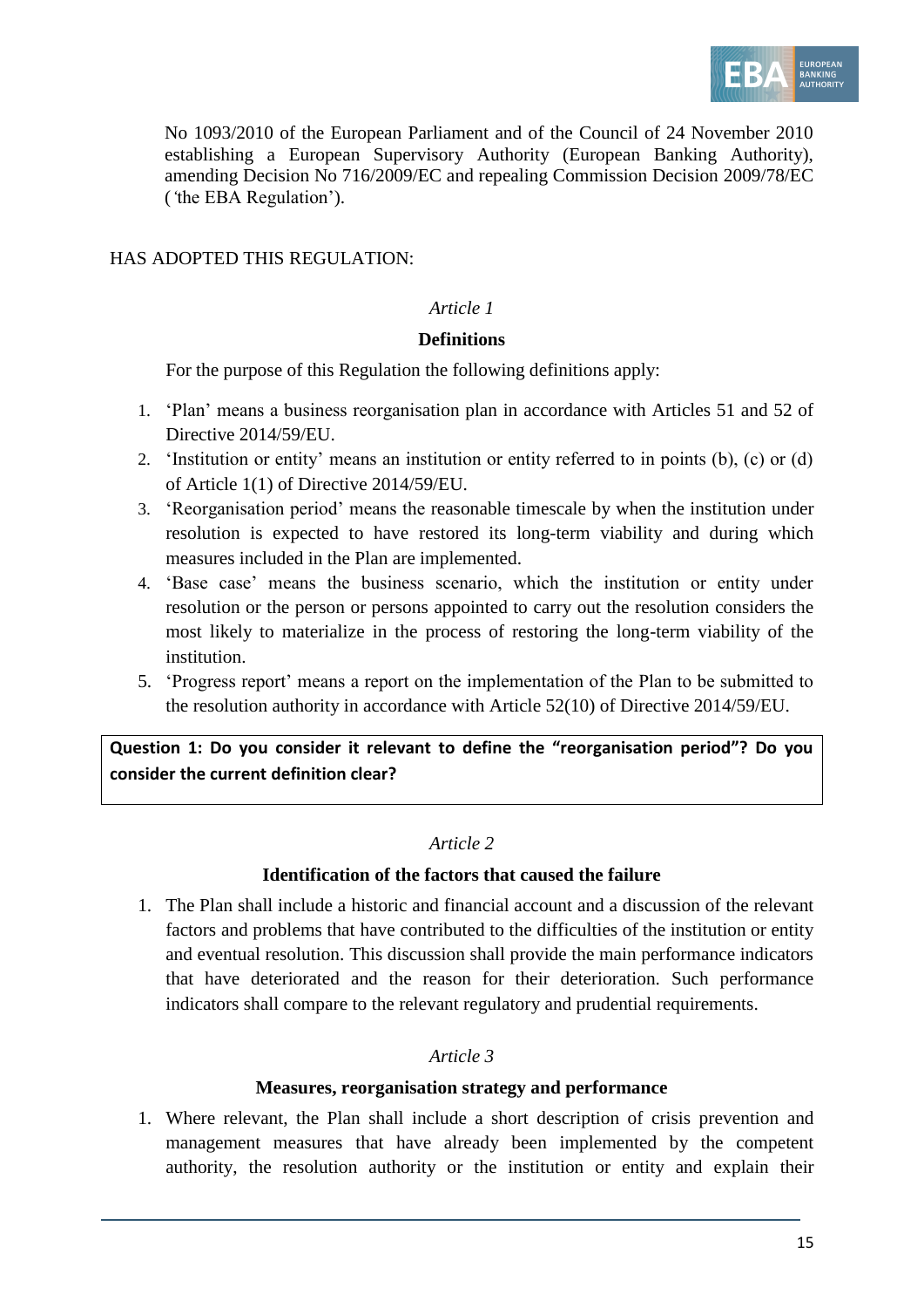No 1093/2010 of the European Parliament and of the Council of 24 November 2010 establishing a European Supervisory Authority (European Banking Authority), amending Decision No 716/2009/EC and repealing Commission Decision 2009/78/EC (‘the EBA Regulation’).

HAS ADOPTED THIS REGULATION:

*Article 1*

**Definitions**

For the purpose of this Regulation the following definitions apply:

1. ‘Plan’ means a business reorganisation plan in accordance with Articles 51 and 52 of Directive 2014/59/EU.
2. ‘Institution or entity’ means an institution or entity referred to in points (b), (c) or (d) of Article 1(1) of Directive 2014/59/EU.
3. ‘Reorganisation period’ means the reasonable timescale by when the institution under resolution is expected to have restored its long-term viability and during which measures included in the Plan are implemented.
4. ‘Base case’ means the business scenario, which the institution or entity under resolution or the person or persons appointed to carry out the resolution considers the most likely to materialize in the process of restoring the long-term viability of the institution.
5. ‘Progress report’ means a report on the implementation of the Plan to be submitted to the resolution authority in accordance with Article 52(10) of Directive 2014/59/EU.

**Question 1: Do you consider it relevant to define the “reorganisation period”? Do you consider the current definition clear?**

*Article 2*

**Identification of the factors that caused the failure**

1. The Plan shall include a historic and financial account and a discussion of the relevant factors and problems that have contributed to the difficulties of the institution or entity and eventual resolution. This discussion shall provide the main performance indicators that have deteriorated and the reason for their deterioration. Such performance indicators shall compare to the relevant regulatory and prudential requirements.

*Article 3*

**Measures, reorganisation strategy and performance**

1. Where relevant, the Plan shall include a short description of crisis prevention and management measures that have already been implemented by the competent authority, the resolution authority or the institution or entity and explain their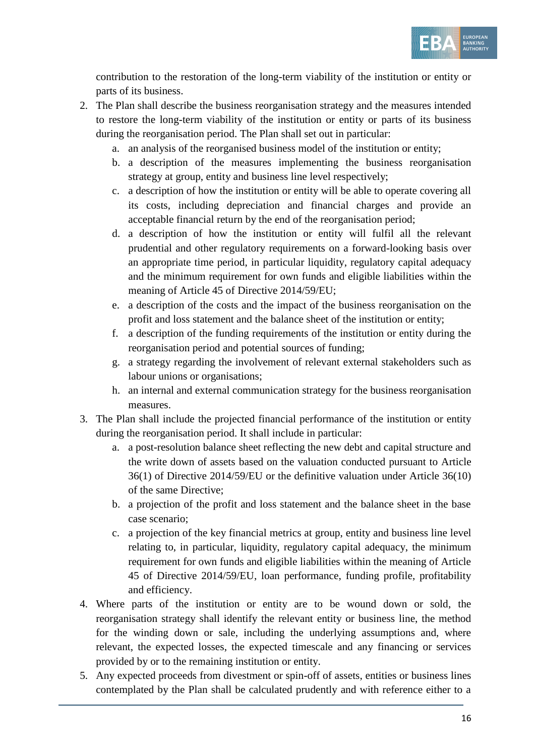contribution to the restoration of the long-term viability of the institution or entity or parts of its business.

2. The Plan shall describe the business reorganisation strategy and the measures intended to restore the long-term viability of the institution or entity or parts of its business during the reorganisation period. The Plan shall set out in particular:
   a. an analysis of the reorganised business model of the institution or entity;
   b. a description of the measures implementing the business reorganisation strategy at group, entity and business line level respectively;
   c. a description of how the institution or entity will be able to operate covering all its costs, including depreciation and financial charges and provide an acceptable financial return by the end of the reorganisation period;
   d. a description of how the institution or entity will fulfil all the relevant prudential and other regulatory requirements on a forward-looking basis over an appropriate time period, in particular liquidity, regulatory capital adequacy and the minimum requirement for own funds and eligible liabilities within the meaning of Article 45 of Directive 2014/59/EU;
   e. a description of the costs and the impact of the business reorganisation on the profit and loss statement and the balance sheet of the institution or entity;
   f. a description of the funding requirements of the institution or entity during the reorganisation period and potential sources of funding;
   g. a strategy regarding the involvement of relevant external stakeholders such as labour unions or organisations;
   h. an internal and external communication strategy for the business reorganisation measures.
3. The Plan shall include the projected financial performance of the institution or entity during the reorganisation period. It shall include in particular:
   a. a post-resolution balance sheet reflecting the new debt and capital structure and the write down of assets based on the valuation conducted pursuant to Article 36(1) of Directive 2014/59/EU or the definitive valuation under Article 36(10) of the same Directive;
   b. a projection of the profit and loss statement and the balance sheet in the base case scenario;
   c. a projection of the key financial metrics at group, entity and business line level relating to, in particular, liquidity, regulatory capital adequacy, the minimum requirement for own funds and eligible liabilities within the meaning of Article 45 of Directive 2014/59/EU, loan performance, funding profile, profitability and efficiency.
4. Where parts of the institution or entity are to be wound down or sold, the reorganisation strategy shall identify the relevant entity or business line, the method for the winding down or sale, including the underlying assumptions and, where relevant, the expected losses, the expected timescale and any financing or services provided by or to the remaining institution or entity.
5. Any expected proceeds from divestment or spin-off of assets, entities or business lines contemplated by the Plan shall be calculated prudently and with reference either to a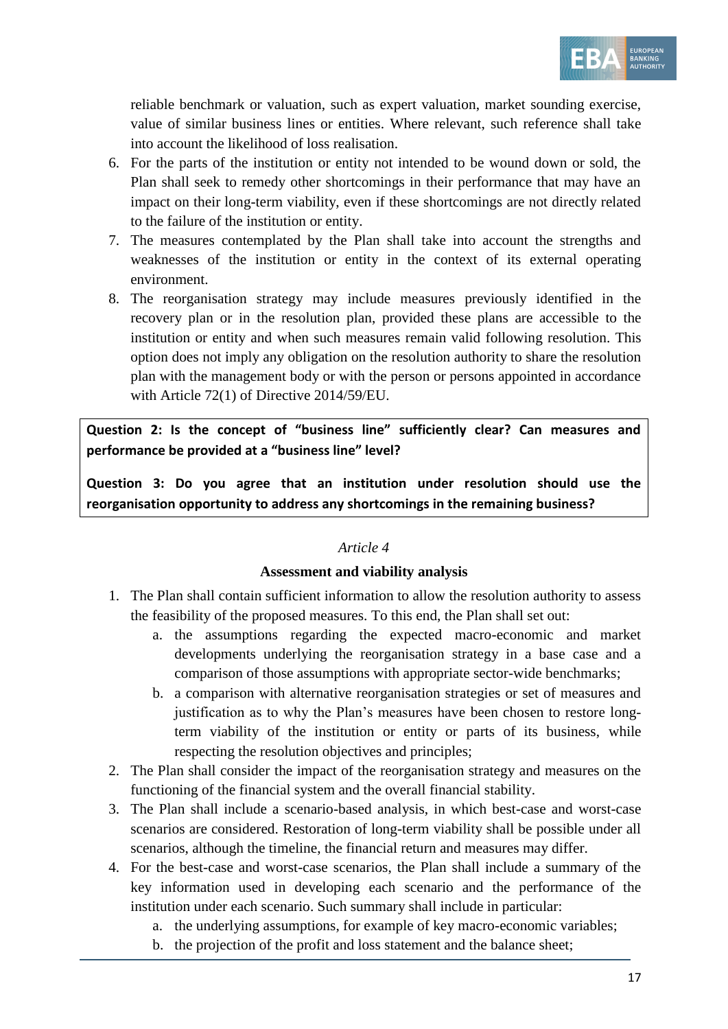reliable benchmark or valuation, such as expert valuation, market sounding exercise, value of similar business lines or entities. Where relevant, such reference shall take into account the likelihood of loss realisation.

6. For the parts of the institution or entity not intended to be wound down or sold, the Plan shall seek to remedy other shortcomings in their performance that may have an impact on their long-term viability, even if these shortcomings are not directly related to the failure of the institution or entity.
7. The measures contemplated by the Plan shall take into account the strengths and weaknesses of the institution or entity in the context of its external operating environment.
8. The reorganisation strategy may include measures previously identified in the recovery plan or in the resolution plan, provided these plans are accessible to the institution or entity and when such measures remain valid following resolution. This option does not imply any obligation on the resolution authority to share the resolution plan with the management body or with the person or persons appointed in accordance with Article 72(1) of Directive 2014/59/EU.

**Question 2: Is the concept of "business line" sufficiently clear? Can measures and performance be provided at a "business line" level?**

**Question 3: Do you agree that an institution under resolution should use the reorganisation opportunity to address any shortcomings in the remaining business?**

*Article 4*

**Assessment and viability analysis**

1. The Plan shall contain sufficient information to allow the resolution authority to assess the feasibility of the proposed measures. To this end, the Plan shall set out:
   a. the assumptions regarding the expected macro-economic and market developments underlying the reorganisation strategy in a base case and a comparison of those assumptions with appropriate sector-wide benchmarks;
   b. a comparison with alternative reorganisation strategies or set of measures and justification as to why the Plan's measures have been chosen to restore long-term viability of the institution or entity or parts of its business, while respecting the resolution objectives and principles;
2. The Plan shall consider the impact of the reorganisation strategy and measures on the functioning of the financial system and the overall financial stability.
3. The Plan shall include a scenario-based analysis, in which best-case and worst-case scenarios are considered. Restoration of long-term viability shall be possible under all scenarios, although the timeline, the financial return and measures may differ.
4. For the best-case and worst-case scenarios, the Plan shall include a summary of the key information used in developing each scenario and the performance of the institution under each scenario. Such summary shall include in particular:
   a. the underlying assumptions, for example of key macro-economic variables;
   b. the projection of the profit and loss statement and the balance sheet;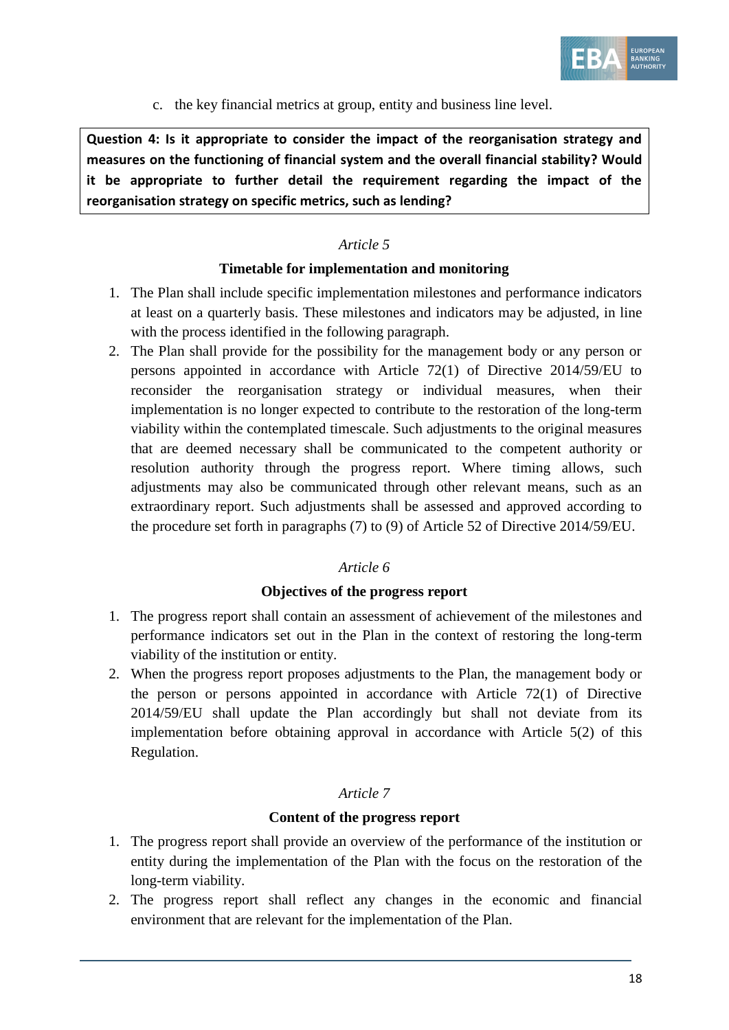c. the key financial metrics at group, entity and business line level.

**Question 4: Is it appropriate to consider the impact of the reorganisation strategy and measures on the functioning of financial system and the overall financial stability? Would it be appropriate to further detail the requirement regarding the impact of the reorganisation strategy on specific metrics, such as lending?**

*Article 5*

**Timetable for implementation and monitoring**

1. The Plan shall include specific implementation milestones and performance indicators at least on a quarterly basis. These milestones and indicators may be adjusted, in line with the process identified in the following paragraph.
2. The Plan shall provide for the possibility for the management body or any person or persons appointed in accordance with Article 72(1) of Directive 2014/59/EU to reconsider the reorganisation strategy or individual measures, when their implementation is no longer expected to contribute to the restoration of the long-term viability within the contemplated timescale. Such adjustments to the original measures that are deemed necessary shall be communicated to the competent authority or resolution authority through the progress report. Where timing allows, such adjustments may also be communicated through other relevant means, such as an extraordinary report. Such adjustments shall be assessed and approved according to the procedure set forth in paragraphs (7) to (9) of Article 52 of Directive 2014/59/EU.

*Article 6*

**Objectives of the progress report**

1. The progress report shall contain an assessment of achievement of the milestones and performance indicators set out in the Plan in the context of restoring the long-term viability of the institution or entity.
2. When the progress report proposes adjustments to the Plan, the management body or the person or persons appointed in accordance with Article 72(1) of Directive 2014/59/EU shall update the Plan accordingly but shall not deviate from its implementation before obtaining approval in accordance with Article 5(2) of this Regulation.

*Article 7*

**Content of the progress report**

1. The progress report shall provide an overview of the performance of the institution or entity during the implementation of the Plan with the focus on the restoration of the long-term viability.
2. The progress report shall reflect any changes in the economic and financial environment that are relevant for the implementation of the Plan.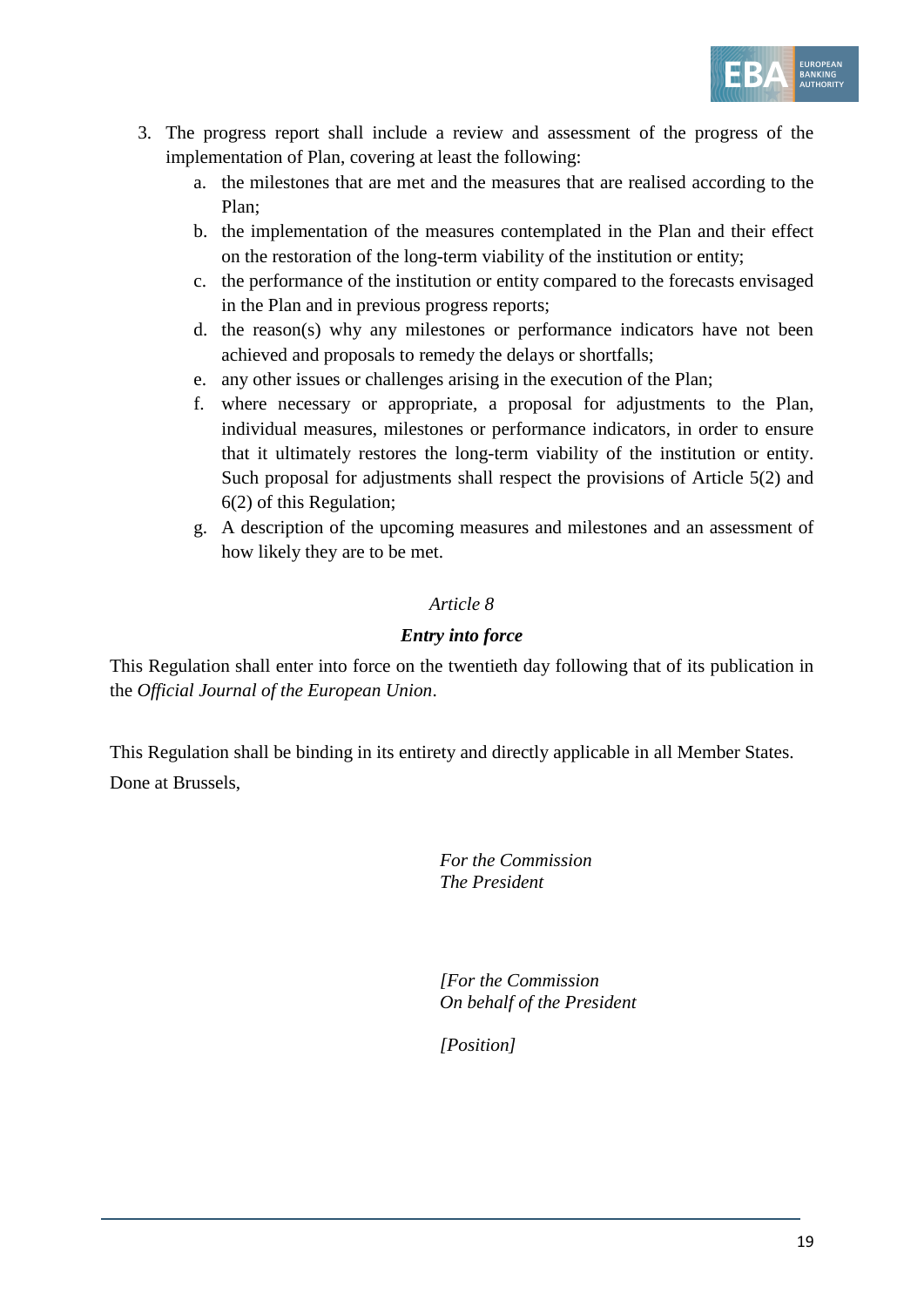3. The progress report shall include a review and assessment of the progress of the implementation of Plan, covering at least the following:
   a. the milestones that are met and the measures that are realised according to the Plan;
   b. the implementation of the measures contemplated in the Plan and their effect on the restoration of the long-term viability of the institution or entity;
   c. the performance of the institution or entity compared to the forecasts envisaged in the Plan and in previous progress reports;
   d. the reason(s) why any milestones or performance indicators have not been achieved and proposals to remedy the delays or shortfalls;
   e. any other issues or challenges arising in the execution of the Plan;
   f. where necessary or appropriate, a proposal for adjustments to the Plan, individual measures, milestones or performance indicators, in order to ensure that it ultimately restores the long-term viability of the institution or entity. Such proposal for adjustments shall respect the provisions of Article 5(2) and 6(2) of this Regulation;
   g. A description of the upcoming measures and milestones and an assessment of how likely they are to be met.

*Article 8*

***Entry into force***

This Regulation shall enter into force on the twentieth day following that of its publication in the *Official Journal of the European Union*.

This Regulation shall be binding in its entirety and directly applicable in all Member States.

Done at Brussels,

*For the Commission*
*The President*

*[For the Commission*
*On behalf of the President*

*[Position]*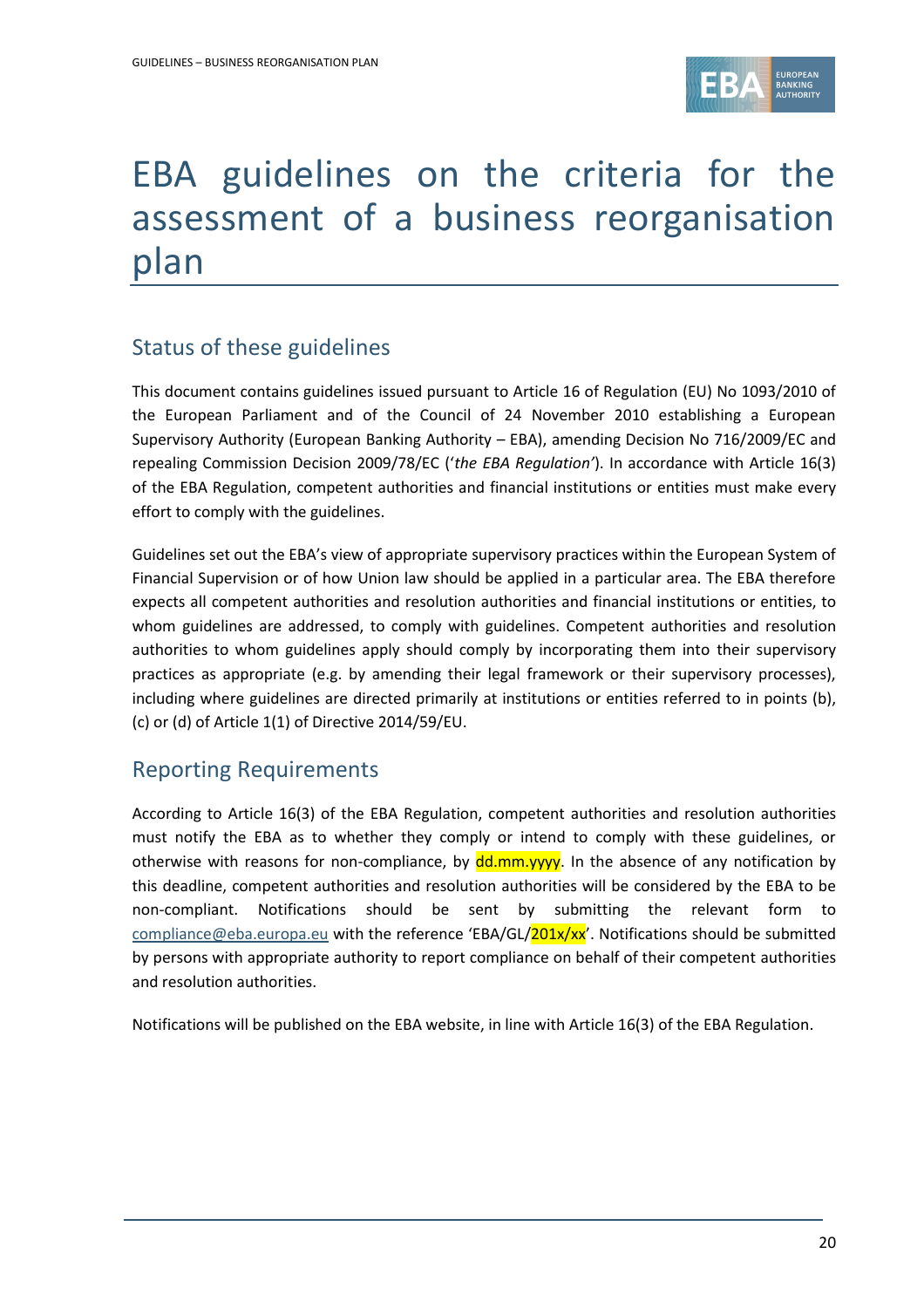# EBA guidelines on the criteria for the assessment of a business reorganisation plan

## Status of these guidelines

This document contains guidelines issued pursuant to Article 16 of Regulation (EU) No 1093/2010 of the European Parliament and of the Council of 24 November 2010 establishing a European Supervisory Authority (European Banking Authority – EBA), amending Decision No 716/2009/EC and repealing Commission Decision 2009/78/EC ('*the EBA Regulation*'). In accordance with Article 16(3) of the EBA Regulation, competent authorities and financial institutions or entities must make every effort to comply with the guidelines.

Guidelines set out the EBA's view of appropriate supervisory practices within the European System of Financial Supervision or of how Union law should be applied in a particular area. The EBA therefore expects all competent authorities and resolution authorities and financial institutions or entities, to whom guidelines are addressed, to comply with guidelines. Competent authorities and resolution authorities to whom guidelines apply should comply by incorporating them into their supervisory practices as appropriate (e.g. by amending their legal framework or their supervisory processes), including where guidelines are directed primarily at institutions or entities referred to in points (b), (c) or (d) of Article 1(1) of Directive 2014/59/EU.

## Reporting Requirements

According to Article 16(3) of the EBA Regulation, competent authorities and resolution authorities must notify the EBA as to whether they comply or intend to comply with these guidelines, or otherwise with reasons for non-compliance, by dd.mm.yyyy. In the absence of any notification by this deadline, competent authorities and resolution authorities will be considered by the EBA to be non-compliant. Notifications should be sent by submitting the relevant form to compliance@eba.europa.eu with the reference 'EBA/GL/201x/xx'. Notifications should be submitted by persons with appropriate authority to report compliance on behalf of their competent authorities and resolution authorities.

Notifications will be published on the EBA website, in line with Article 16(3) of the EBA Regulation.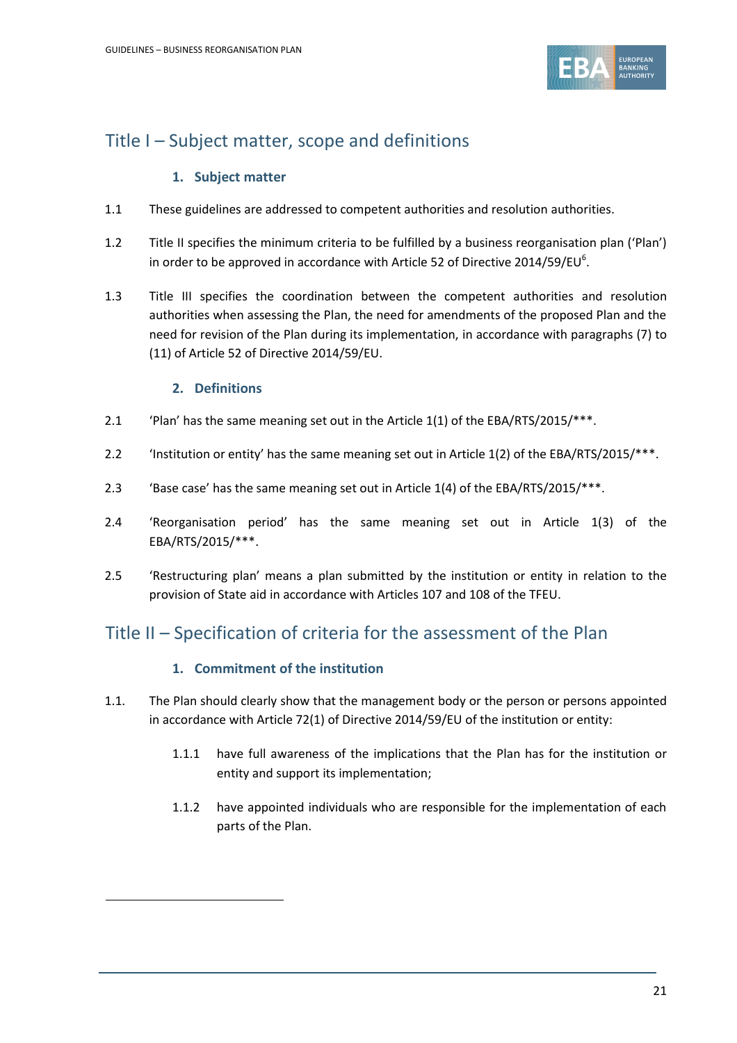# Title I – Subject matter, scope and definitions

### 1. Subject matter

1.1 These guidelines are addressed to competent authorities and resolution authorities.

1.2 Title II specifies the minimum criteria to be fulfilled by a business reorganisation plan ('Plan') in order to be approved in accordance with Article 52 of Directive 2014/59/EU[6].

1.3 Title III specifies the coordination between the competent authorities and resolution authorities when assessing the Plan, the need for amendments of the proposed Plan and the need for revision of the Plan during its implementation, in accordance with paragraphs (7) to (11) of Article 52 of Directive 2014/59/EU.

### 2. Definitions

2.1 'Plan' has the same meaning set out in the Article 1(1) of the EBA/RTS/2015/***.

2.2 'Institution or entity' has the same meaning set out in Article 1(2) of the EBA/RTS/2015/***.

2.3 'Base case' has the same meaning set out in Article 1(4) of the EBA/RTS/2015/***.

2.4 'Reorganisation period' has the same meaning set out in Article 1(3) of the EBA/RTS/2015/***.

2.5 'Restructuring plan' means a plan submitted by the institution or entity in relation to the provision of State aid in accordance with Articles 107 and 108 of the TFEU.

# Title II – Specification of criteria for the assessment of the Plan

### 1. Commitment of the institution

1.1. The Plan should clearly show that the management body or the person or persons appointed in accordance with Article 72(1) of Directive 2014/59/EU of the institution or entity:

1.1.1 have full awareness of the implications that the Plan has for the institution or entity and support its implementation;

1.1.2 have appointed individuals who are responsible for the implementation of each parts of the Plan.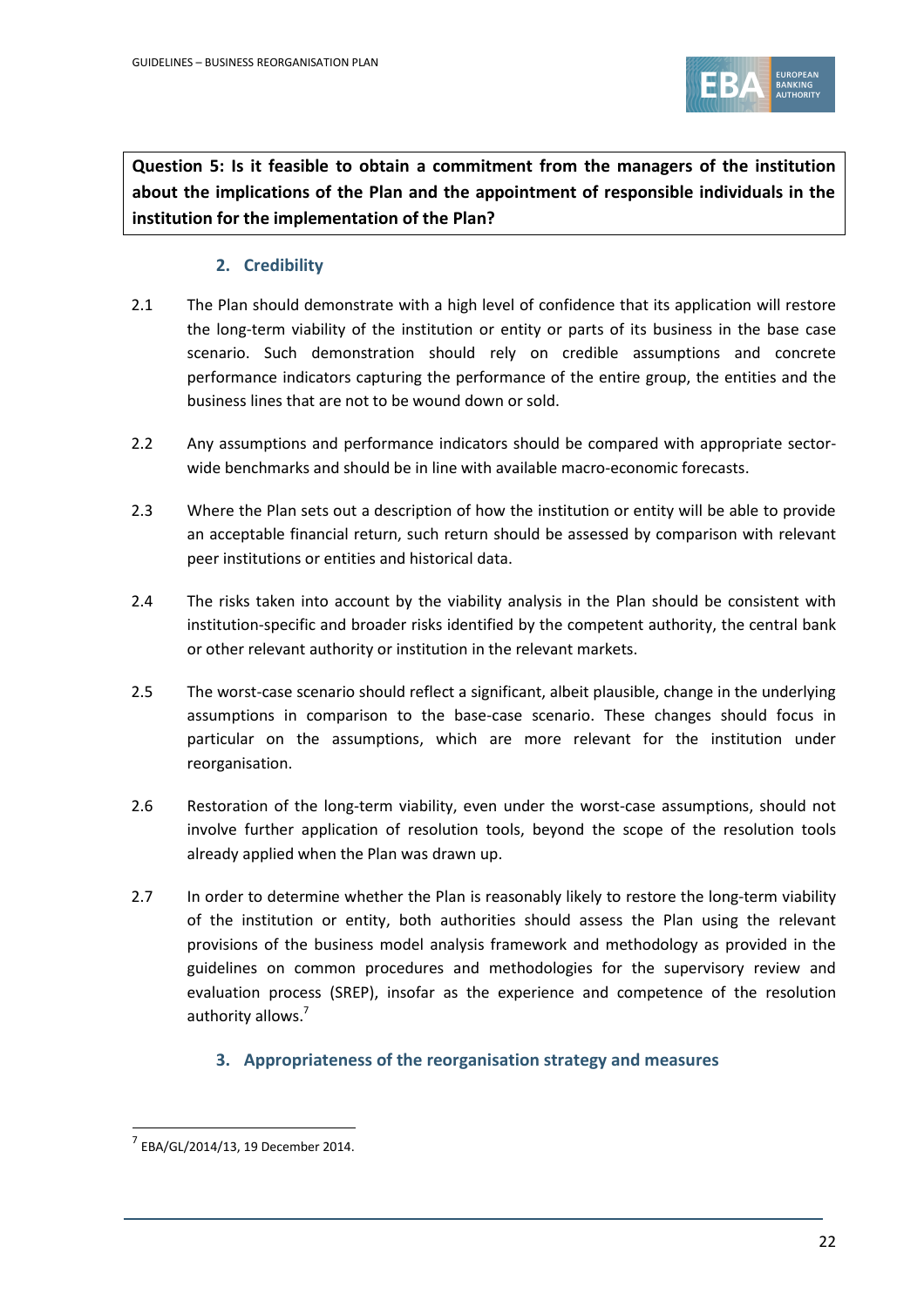**Question 5: Is it feasible to obtain a commitment from the managers of the institution about the implications of the Plan and the appointment of responsible individuals in the institution for the implementation of the Plan?**

## 2. Credibility

2.1 The Plan should demonstrate with a high level of confidence that its application will restore the long-term viability of the institution or entity or parts of its business in the base case scenario. Such demonstration should rely on credible assumptions and concrete performance indicators capturing the performance of the entire group, the entities and the business lines that are not to be wound down or sold.

2.2 Any assumptions and performance indicators should be compared with appropriate sector-wide benchmarks and should be in line with available macro-economic forecasts.

2.3 Where the Plan sets out a description of how the institution or entity will be able to provide an acceptable financial return, such return should be assessed by comparison with relevant peer institutions or entities and historical data.

2.4 The risks taken into account by the viability analysis in the Plan should be consistent with institution-specific and broader risks identified by the competent authority, the central bank or other relevant authority or institution in the relevant markets.

2.5 The worst-case scenario should reflect a significant, albeit plausible, change in the underlying assumptions in comparison to the base-case scenario. These changes should focus in particular on the assumptions, which are more relevant for the institution under reorganisation.

2.6 Restoration of the long-term viability, even under the worst-case assumptions, should not involve further application of resolution tools, beyond the scope of the resolution tools already applied when the Plan was drawn up.

2.7 In order to determine whether the Plan is reasonably likely to restore the long-term viability of the institution or entity, both authorities should assess the Plan using the relevant provisions of the business model analysis framework and methodology as provided in the guidelines on common procedures and methodologies for the supervisory review and evaluation process (SREP), insofar as the experience and competence of the resolution authority allows.[7]

## 3. Appropriateness of the reorganisation strategy and measures

[7] EBA/GL/2014/13, 19 December 2014.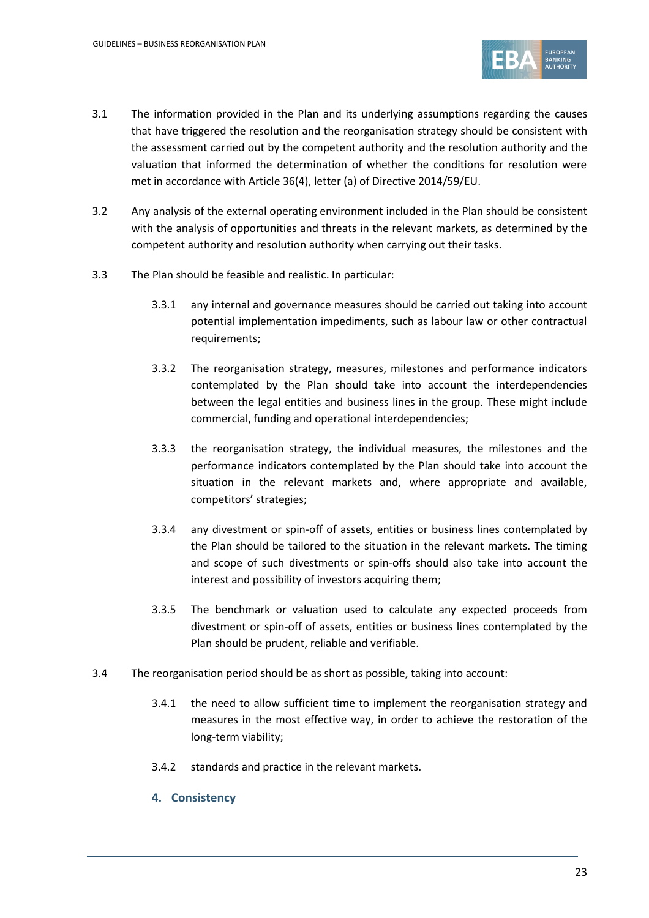3.1 The information provided in the Plan and its underlying assumptions regarding the causes that have triggered the resolution and the reorganisation strategy should be consistent with the assessment carried out by the competent authority and the resolution authority and the valuation that informed the determination of whether the conditions for resolution were met in accordance with Article 36(4), letter (a) of Directive 2014/59/EU.

3.2 Any analysis of the external operating environment included in the Plan should be consistent with the analysis of opportunities and threats in the relevant markets, as determined by the competent authority and resolution authority when carrying out their tasks.

3.3 The Plan should be feasible and realistic. In particular:

- 3.3.1 any internal and governance measures should be carried out taking into account potential implementation impediments, such as labour law or other contractual requirements;

- 3.3.2 The reorganisation strategy, measures, milestones and performance indicators contemplated by the Plan should take into account the interdependencies between the legal entities and business lines in the group. These might include commercial, funding and operational interdependencies;

- 3.3.3 the reorganisation strategy, the individual measures, the milestones and the performance indicators contemplated by the Plan should take into account the situation in the relevant markets and, where appropriate and available, competitors' strategies;

- 3.3.4 any divestment or spin-off of assets, entities or business lines contemplated by the Plan should be tailored to the situation in the relevant markets. The timing and scope of such divestments or spin-offs should also take into account the interest and possibility of investors acquiring them;

- 3.3.5 The benchmark or valuation used to calculate any expected proceeds from divestment or spin-off of assets, entities or business lines contemplated by the Plan should be prudent, reliable and verifiable.

3.4 The reorganisation period should be as short as possible, taking into account:

- 3.4.1 the need to allow sufficient time to implement the reorganisation strategy and measures in the most effective way, in order to achieve the restoration of the long-term viability;

- 3.4.2 standards and practice in the relevant markets.

## 4. Consistency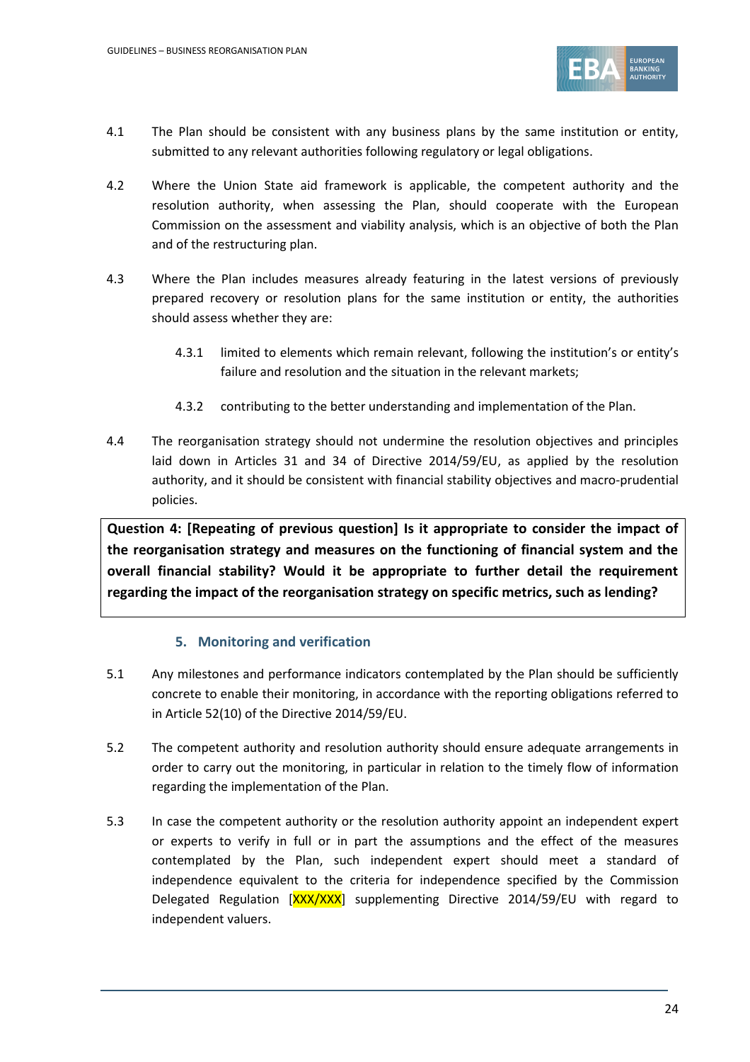4.1 The Plan should be consistent with any business plans by the same institution or entity, submitted to any relevant authorities following regulatory or legal obligations.

4.2 Where the Union State aid framework is applicable, the competent authority and the resolution authority, when assessing the Plan, should cooperate with the European Commission on the assessment and viability analysis, which is an objective of both the Plan and of the restructuring plan.

4.3 Where the Plan includes measures already featuring in the latest versions of previously prepared recovery or resolution plans for the same institution or entity, the authorities should assess whether they are:

4.3.1 limited to elements which remain relevant, following the institution's or entity's failure and resolution and the situation in the relevant markets;

4.3.2 contributing to the better understanding and implementation of the Plan.

4.4 The reorganisation strategy should not undermine the resolution objectives and principles laid down in Articles 31 and 34 of Directive 2014/59/EU, as applied by the resolution authority, and it should be consistent with financial stability objectives and macro-prudential policies.

**Question 4: [Repeating of previous question] Is it appropriate to consider the impact of the reorganisation strategy and measures on the functioning of financial system and the overall financial stability? Would it be appropriate to further detail the requirement regarding the impact of the reorganisation strategy on specific metrics, such as lending?**

## 5. Monitoring and verification

5.1 Any milestones and performance indicators contemplated by the Plan should be sufficiently concrete to enable their monitoring, in accordance with the reporting obligations referred to in Article 52(10) of the Directive 2014/59/EU.

5.2 The competent authority and resolution authority should ensure adequate arrangements in order to carry out the monitoring, in particular in relation to the timely flow of information regarding the implementation of the Plan.

5.3 In case the competent authority or the resolution authority appoint an independent expert or experts to verify in full or in part the assumptions and the effect of the measures contemplated by the Plan, such independent expert should meet a standard of independence equivalent to the criteria for independence specified by the Commission Delegated Regulation [XXX/XXX] supplementing Directive 2014/59/EU with regard to independent valuers.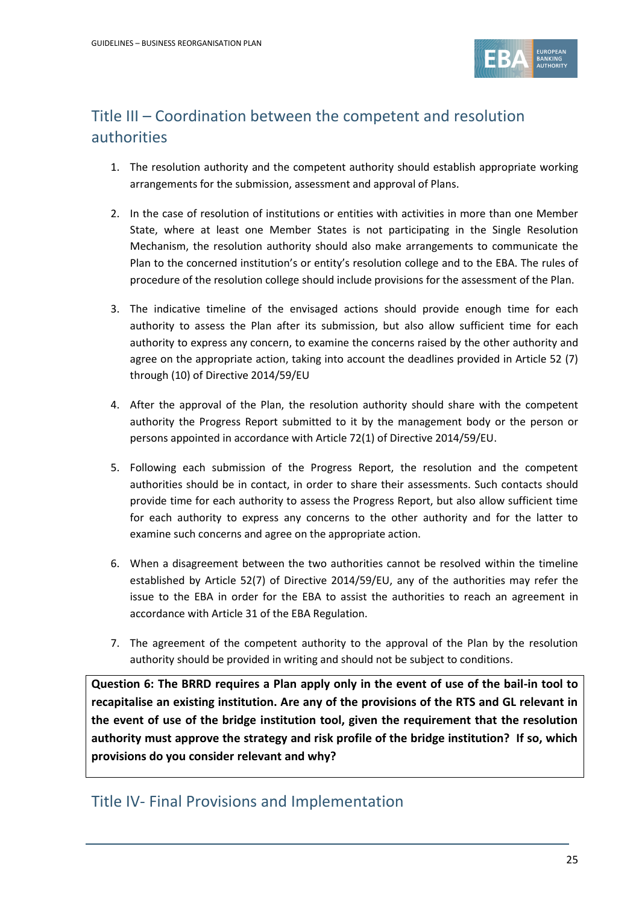## Title III – Coordination between the competent and resolution authorities

1. The resolution authority and the competent authority should establish appropriate working arrangements for the submission, assessment and approval of Plans.

2. In the case of resolution of institutions or entities with activities in more than one Member State, where at least one Member States is not participating in the Single Resolution Mechanism, the resolution authority should also make arrangements to communicate the Plan to the concerned institution's or entity's resolution college and to the EBA. The rules of procedure of the resolution college should include provisions for the assessment of the Plan.

3. The indicative timeline of the envisaged actions should provide enough time for each authority to assess the Plan after its submission, but also allow sufficient time for each authority to express any concern, to examine the concerns raised by the other authority and agree on the appropriate action, taking into account the deadlines provided in Article 52 (7) through (10) of Directive 2014/59/EU

4. After the approval of the Plan, the resolution authority should share with the competent authority the Progress Report submitted to it by the management body or the person or persons appointed in accordance with Article 72(1) of Directive 2014/59/EU.

5. Following each submission of the Progress Report, the resolution and the competent authorities should be in contact, in order to share their assessments. Such contacts should provide time for each authority to assess the Progress Report, but also allow sufficient time for each authority to express any concerns to the other authority and for the latter to examine such concerns and agree on the appropriate action.

6. When a disagreement between the two authorities cannot be resolved within the timeline established by Article 52(7) of Directive 2014/59/EU, any of the authorities may refer the issue to the EBA in order for the EBA to assist the authorities to reach an agreement in accordance with Article 31 of the EBA Regulation.

7. The agreement of the competent authority to the approval of the Plan by the resolution authority should be provided in writing and should not be subject to conditions.

**Question 6: The BRRD requires a Plan apply only in the event of use of the bail-in tool to recapitalise an existing institution. Are any of the provisions of the RTS and GL relevant in the event of use of the bridge institution tool, given the requirement that the resolution authority must approve the strategy and risk profile of the bridge institution? If so, which provisions do you consider relevant and why?**

## Title IV- Final Provisions and Implementation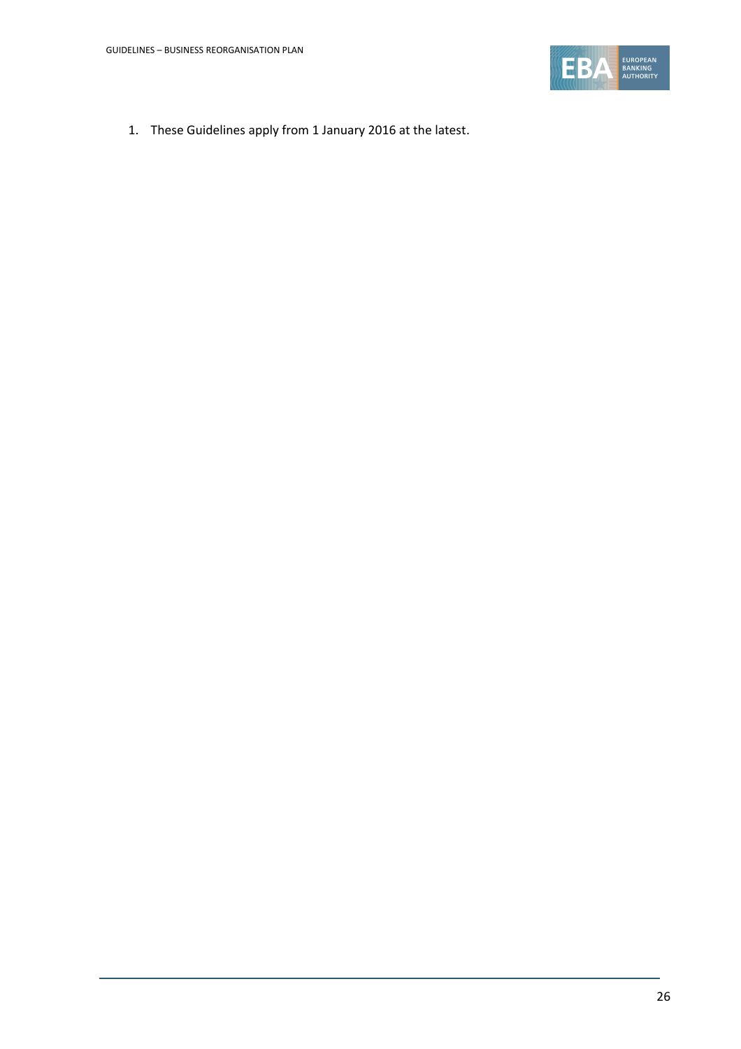1. These Guidelines apply from 1 January 2016 at the latest.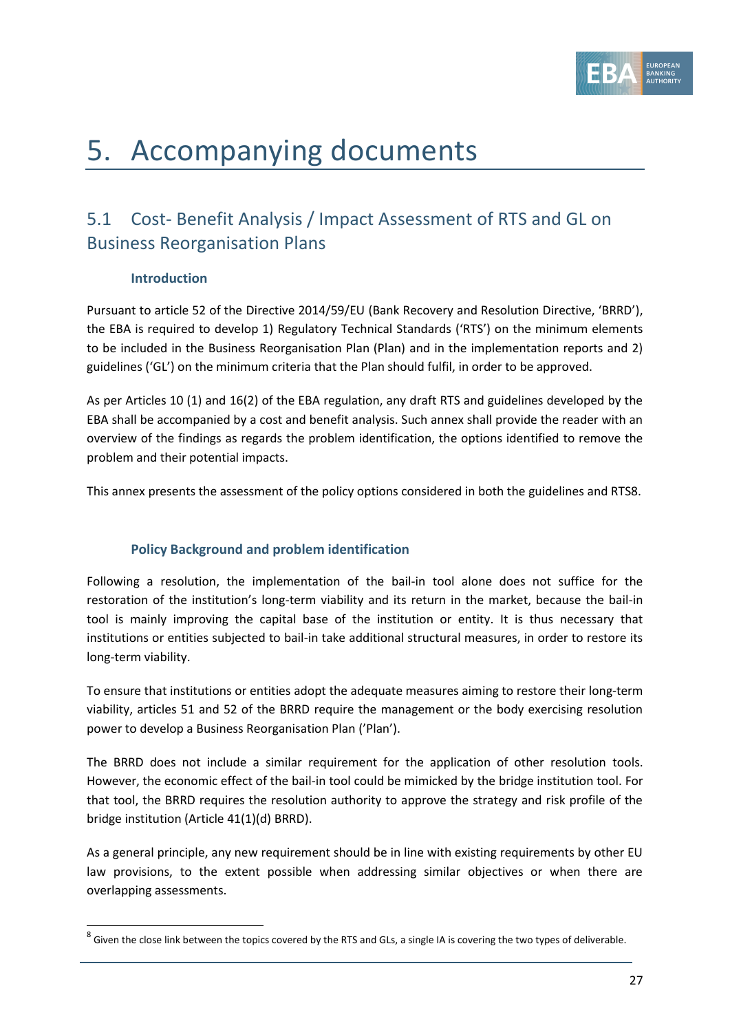# 5. Accompanying documents

## 5.1 Cost- Benefit Analysis / Impact Assessment of RTS and GL on Business Reorganisation Plans

### Introduction

Pursuant to article 52 of the Directive 2014/59/EU (Bank Recovery and Resolution Directive, 'BRRD'), the EBA is required to develop 1) Regulatory Technical Standards ('RTS') on the minimum elements to be included in the Business Reorganisation Plan (Plan) and in the implementation reports and 2) guidelines ('GL') on the minimum criteria that the Plan should fulfil, in order to be approved.

As per Articles 10 (1) and 16(2) of the EBA regulation, any draft RTS and guidelines developed by the EBA shall be accompanied by a cost and benefit analysis. Such annex shall provide the reader with an overview of the findings as regards the problem identification, the options identified to remove the problem and their potential impacts.

This annex presents the assessment of the policy options considered in both the guidelines and RTS[8].

### Policy Background and problem identification

Following a resolution, the implementation of the bail-in tool alone does not suffice for the restoration of the institution's long-term viability and its return in the market, because the bail-in tool is mainly improving the capital base of the institution or entity. It is thus necessary that institutions or entities subjected to bail-in take additional structural measures, in order to restore its long-term viability.

To ensure that institutions or entities adopt the adequate measures aiming to restore their long-term viability, articles 51 and 52 of the BRRD require the management or the body exercising resolution power to develop a Business Reorganisation Plan ('Plan').

The BRRD does not include a similar requirement for the application of other resolution tools. However, the economic effect of the bail-in tool could be mimicked by the bridge institution tool. For that tool, the BRRD requires the resolution authority to approve the strategy and risk profile of the bridge institution (Article 41(1)(d) BRRD).

As a general principle, any new requirement should be in line with existing requirements by other EU law provisions, to the extent possible when addressing similar objectives or when there are overlapping assessments.

[8] Given the close link between the topics covered by the RTS and GLs, a single IA is covering the two types of deliverable.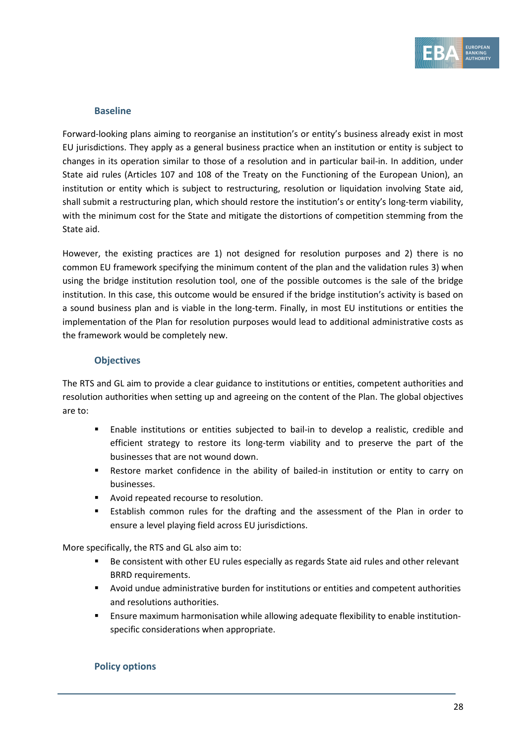### Baseline

Forward-looking plans aiming to reorganise an institution's or entity's business already exist in most EU jurisdictions. They apply as a general business practice when an institution or entity is subject to changes in its operation similar to those of a resolution and in particular bail-in. In addition, under State aid rules (Articles 107 and 108 of the Treaty on the Functioning of the European Union), an institution or entity which is subject to restructuring, resolution or liquidation involving State aid, shall submit a restructuring plan, which should restore the institution's or entity's long-term viability, with the minimum cost for the State and mitigate the distortions of competition stemming from the State aid.

However, the existing practices are 1) not designed for resolution purposes and 2) there is no common EU framework specifying the minimum content of the plan and the validation rules 3) when using the bridge institution resolution tool, one of the possible outcomes is the sale of the bridge institution. In this case, this outcome would be ensured if the bridge institution's activity is based on a sound business plan and is viable in the long-term. Finally, in most EU institutions or entities the implementation of the Plan for resolution purposes would lead to additional administrative costs as the framework would be completely new.

### Objectives

The RTS and GL aim to provide a clear guidance to institutions or entities, competent authorities and resolution authorities when setting up and agreeing on the content of the Plan. The global objectives are to:

- Enable institutions or entities subjected to bail-in to develop a realistic, credible and efficient strategy to restore its long-term viability and to preserve the part of the businesses that are not wound down.
- Restore market confidence in the ability of bailed-in institution or entity to carry on businesses.
- Avoid repeated recourse to resolution.
- Establish common rules for the drafting and the assessment of the Plan in order to ensure a level playing field across EU jurisdictions.

More specifically, the RTS and GL also aim to:

- Be consistent with other EU rules especially as regards State aid rules and other relevant BRRD requirements.
- Avoid undue administrative burden for institutions or entities and competent authorities and resolutions authorities.
- Ensure maximum harmonisation while allowing adequate flexibility to enable institution-specific considerations when appropriate.

### Policy options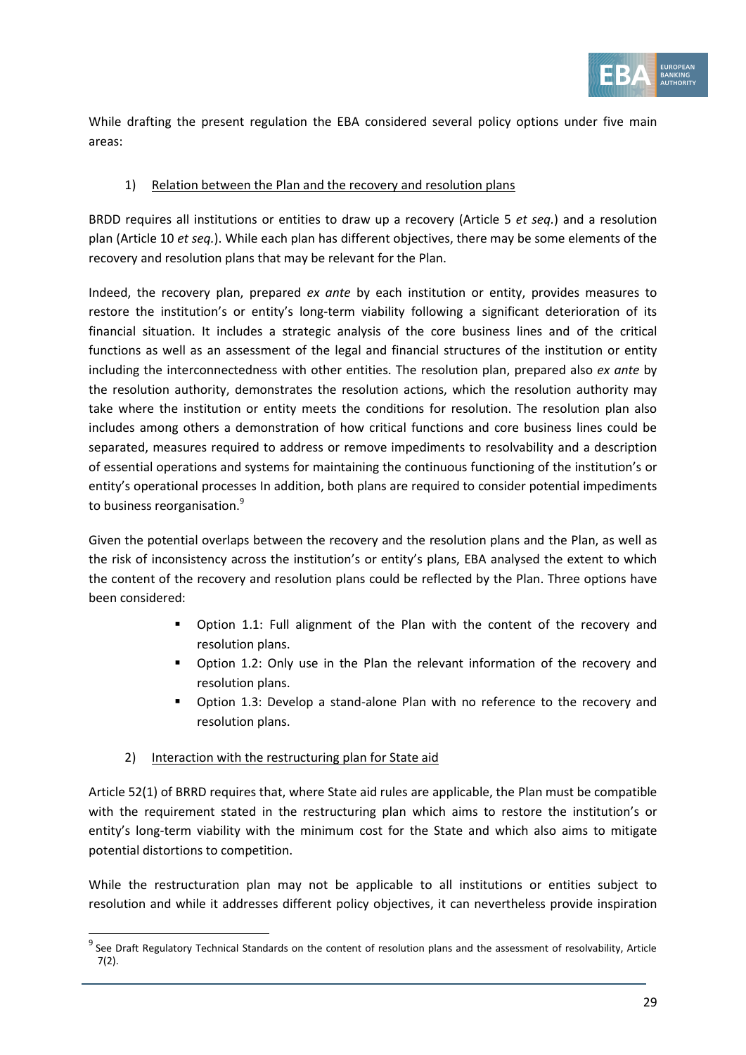While drafting the present regulation the EBA considered several policy options under five main areas:

1) Relation between the Plan and the recovery and resolution plans

BRDD requires all institutions or entities to draw up a recovery (Article 5 *et seq.*) and a resolution plan (Article 10 *et seq.*). While each plan has different objectives, there may be some elements of the recovery and resolution plans that may be relevant for the Plan.

Indeed, the recovery plan, prepared *ex ante* by each institution or entity, provides measures to restore the institution's or entity's long-term viability following a significant deterioration of its financial situation. It includes a strategic analysis of the core business lines and of the critical functions as well as an assessment of the legal and financial structures of the institution or entity including the interconnectedness with other entities. The resolution plan, prepared also *ex ante* by the resolution authority, demonstrates the resolution actions, which the resolution authority may take where the institution or entity meets the conditions for resolution. The resolution plan also includes among others a demonstration of how critical functions and core business lines could be separated, measures required to address or remove impediments to resolvability and a description of essential operations and systems for maintaining the continuous functioning of the institution's or entity's operational processes In addition, both plans are required to consider potential impediments to business reorganisation.[9]

Given the potential overlaps between the recovery and the resolution plans and the Plan, as well as the risk of inconsistency across the institution's or entity's plans, EBA analysed the extent to which the content of the recovery and resolution plans could be reflected by the Plan. Three options have been considered:

- Option 1.1: Full alignment of the Plan with the content of the recovery and resolution plans.
- Option 1.2: Only use in the Plan the relevant information of the recovery and resolution plans.
- Option 1.3: Develop a stand-alone Plan with no reference to the recovery and resolution plans.

2) Interaction with the restructuring plan for State aid

Article 52(1) of BRRD requires that, where State aid rules are applicable, the Plan must be compatible with the requirement stated in the restructuring plan which aims to restore the institution's or entity's long-term viability with the minimum cost for the State and which also aims to mitigate potential distortions to competition.

While the restructuration plan may not be applicable to all institutions or entities subject to resolution and while it addresses different policy objectives, it can nevertheless provide inspiration

[9] See Draft Regulatory Technical Standards on the content of resolution plans and the assessment of resolvability, Article 7(2).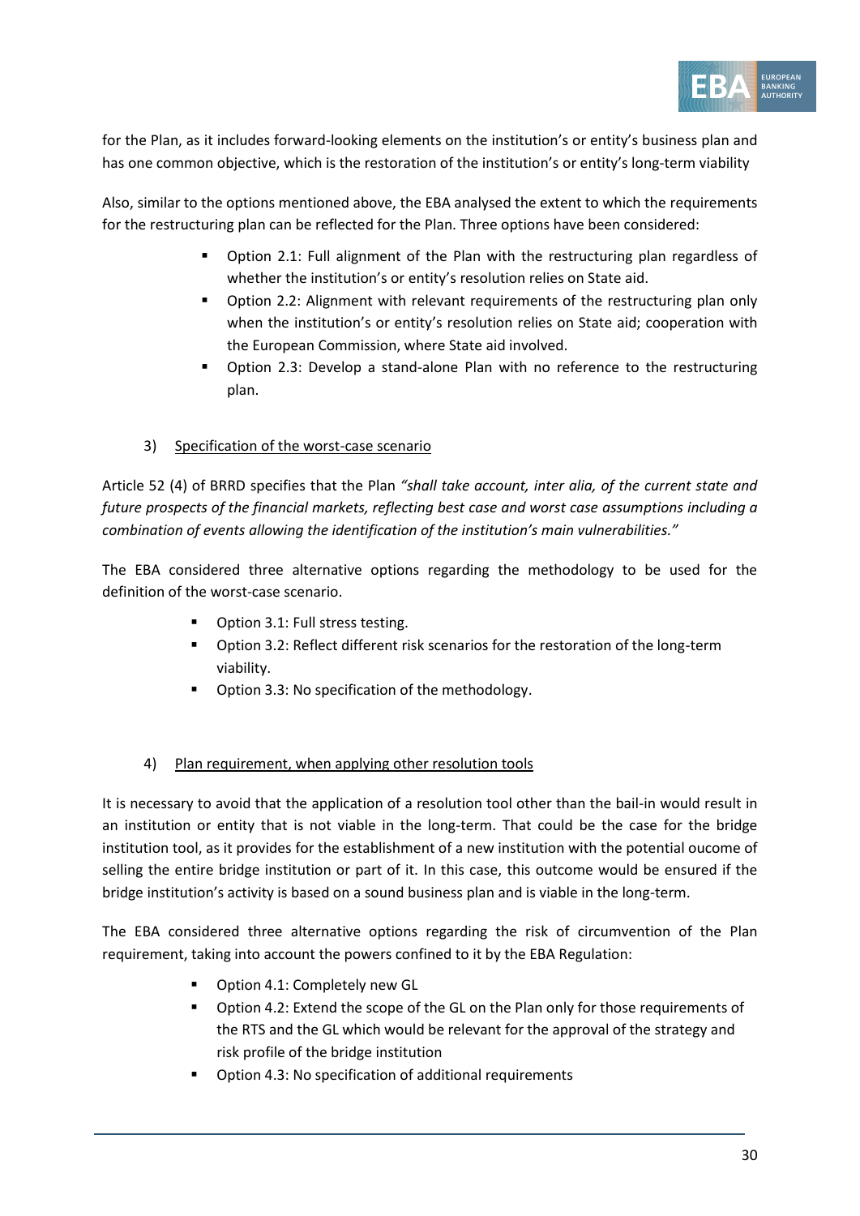for the Plan, as it includes forward-looking elements on the institution's or entity's business plan and has one common objective, which is the restoration of the institution's or entity's long-term viability

Also, similar to the options mentioned above, the EBA analysed the extent to which the requirements for the restructuring plan can be reflected for the Plan. Three options have been considered:

- Option 2.1: Full alignment of the Plan with the restructuring plan regardless of whether the institution's or entity's resolution relies on State aid.
- Option 2.2: Alignment with relevant requirements of the restructuring plan only when the institution's or entity's resolution relies on State aid; cooperation with the European Commission, where State aid involved.
- Option 2.3: Develop a stand-alone Plan with no reference to the restructuring plan.

3) Specification of the worst-case scenario

Article 52 (4) of BRRD specifies that the Plan *"shall take account, inter alia, of the current state and future prospects of the financial markets, reflecting best case and worst case assumptions including a combination of events allowing the identification of the institution's main vulnerabilities."*

The EBA considered three alternative options regarding the methodology to be used for the definition of the worst-case scenario.

- Option 3.1: Full stress testing.
- Option 3.2: Reflect different risk scenarios for the restoration of the long-term viability.
- Option 3.3: No specification of the methodology.

4) Plan requirement, when applying other resolution tools

It is necessary to avoid that the application of a resolution tool other than the bail-in would result in an institution or entity that is not viable in the long-term. That could be the case for the bridge institution tool, as it provides for the establishment of a new institution with the potential oucome of selling the entire bridge institution or part of it. In this case, this outcome would be ensured if the bridge institution's activity is based on a sound business plan and is viable in the long-term.

The EBA considered three alternative options regarding the risk of circumvention of the Plan requirement, taking into account the powers confined to it by the EBA Regulation:

- Option 4.1: Completely new GL
- Option 4.2: Extend the scope of the GL on the Plan only for those requirements of the RTS and the GL which would be relevant for the approval of the strategy and risk profile of the bridge institution
- Option 4.3: No specification of additional requirements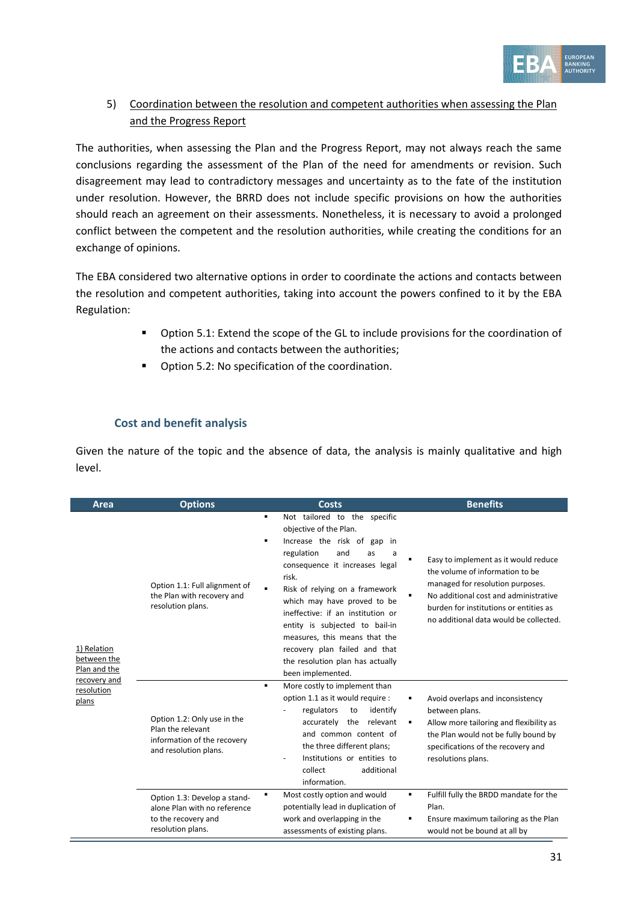5) Coordination between the resolution and competent authorities when assessing the Plan and the Progress Report

The authorities, when assessing the Plan and the Progress Report, may not always reach the same conclusions regarding the assessment of the Plan of the need for amendments or revision. Such disagreement may lead to contradictory messages and uncertainty as to the fate of the institution under resolution. However, the BRRD does not include specific provisions on how the authorities should reach an agreement on their assessments. Nonetheless, it is necessary to avoid a prolonged conflict between the competent and the resolution authorities, while creating the conditions for an exchange of opinions.

The EBA considered two alternative options in order to coordinate the actions and contacts between the resolution and competent authorities, taking into account the powers confined to it by the EBA Regulation:

- Option 5.1: Extend the scope of the GL to include provisions for the coordination of the actions and contacts between the authorities;
- Option 5.2: No specification of the coordination.

### Cost and benefit analysis

Given the nature of the topic and the absence of data, the analysis is mainly qualitative and high level.

| Area | Options | Costs | Benefits |
|---|---|---|---|
| 1) Relation between the Plan and the recovery and resolution plans | Option 1.1: Full alignment of the Plan with recovery and resolution plans. | ▪ Not tailored to the specific objective of the Plan.<br>▪ Increase the risk of gap in regulation and as a consequence it increases legal risk.<br>▪ Risk of relying on a framework which may have proved to be ineffective: if an institution or entity is subjected to bail-in measures, this means that the recovery plan failed and that the resolution plan has actually been implemented. | ▪ Easy to implement as it would reduce the volume of information to be managed for resolution purposes.<br>▪ No additional cost and administrative burden for institutions or entities as no additional data would be collected. |
| | Option 1.2: Only use in the Plan the relevant information of the recovery and resolution plans. | ▪ More costly to implement than option 1.1 as it would require :<br>- regulators to identify accurately the relevant and common content of the three different plans;<br>- Institutions or entities to collect additional information. | ▪ Avoid overlaps and inconsistency between plans.<br>▪ Allow more tailoring and flexibility as the Plan would not be fully bound by specifications of the recovery and resolutions plans. |
| | Option 1.3: Develop a stand-alone Plan with no reference to the recovery and resolution plans. | ▪ Most costly option and would potentially lead in duplication of work and overlapping in the assessments of existing plans. | ▪ Fulfill fully the BRDD mandate for the Plan.<br>▪ Ensure maximum tailoring as the Plan would not be bound at all by |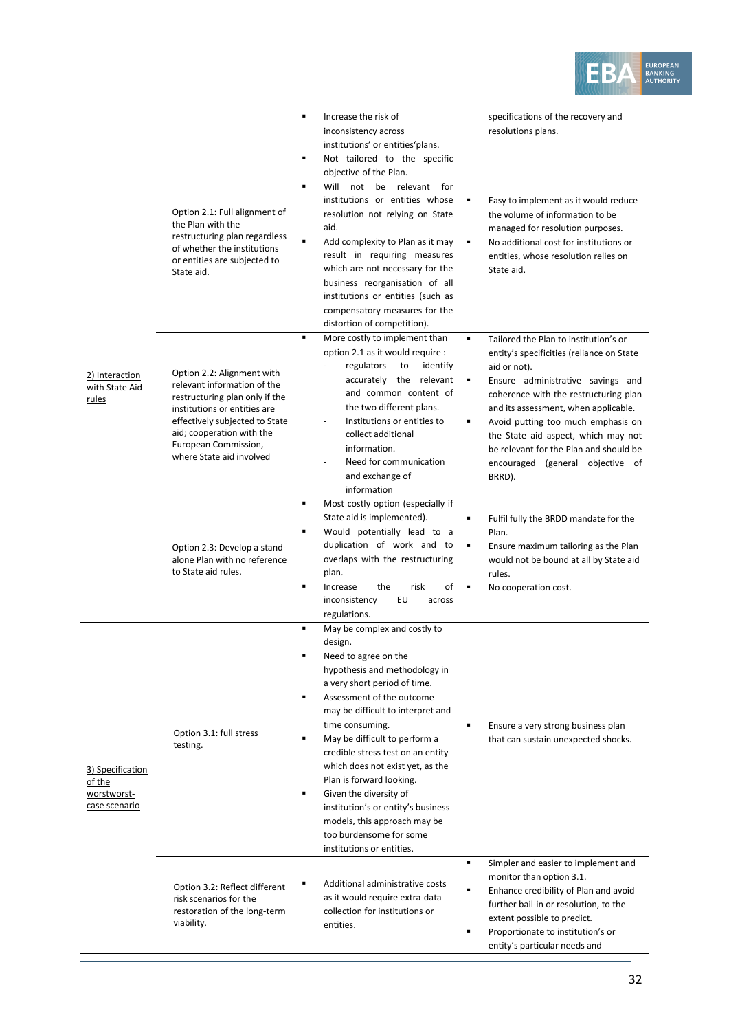| | | | |
|---|---|---|---|
| | | ▪ Increase the risk of inconsistency across institutions' or entities'plans. | specifications of the recovery and resolutions plans. |
| 2) Interaction with State Aid rules | Option 2.1: Full alignment of the Plan with the restructuring plan regardless of whether the institutions or entities are subjected to State aid. | ▪ Not tailored to the specific objective of the Plan. ▪ Will not be relevant for institutions or entities whose resolution not relying on State aid. ▪ Add complexity to Plan as it may result in requiring measures which are not necessary for the business reorganisation of all institutions or entities (such as compensatory measures for the distortion of competition). | ▪ Easy to implement as it would reduce the volume of information to be managed for resolution purposes. ▪ No additional cost for institutions or entities, whose resolution relies on State aid. |
| | Option 2.2: Alignment with relevant information of the restructuring plan only if the institutions or entities are effectively subjected to State aid; cooperation with the European Commission, where State aid involved | ▪ More costly to implement than option 2.1 as it would require : - regulators to identify accurately the relevant and common content of the two different plans. - Institutions or entities to collect additional information. - Need for communication and exchange of information | ▪ Tailored the Plan to institution's or entity's specificities (reliance on State aid or not). ▪ Ensure administrative savings and coherence with the restructuring plan and its assessment, when applicable. ▪ Avoid putting too much emphasis on the State aid aspect, which may not be relevant for the Plan and should be encouraged (general objective of BRRD). |
| | Option 2.3: Develop a stand-alone Plan with no reference to State aid rules. | ▪ Most costly option (especially if State aid is implemented). ▪ Would potentially lead to a duplication of work and to overlaps with the restructuring plan. ▪ Increase the risk of inconsistency EU across regulations. | ▪ Fulfil fully the BRDD mandate for the Plan. ▪ Ensure maximum tailoring as the Plan would not be bound at all by State aid rules. ▪ No cooperation cost. |
| 3) Specification of the worstworst-case scenario | Option 3.1: full stress testing. | ▪ May be complex and costly to design. ▪ Need to agree on the hypothesis and methodology in a very short period of time. ▪ Assessment of the outcome may be difficult to interpret and time consuming. ▪ May be difficult to perform a credible stress test on an entity which does not exist yet, as the Plan is forward looking. ▪ Given the diversity of institution's or entity's business models, this approach may be too burdensome for some institutions or entities. | ▪ Ensure a very strong business plan that can sustain unexpected shocks. |
| | Option 3.2: Reflect different risk scenarios for the restoration of the long-term viability. | ▪ Additional administrative costs as it would require extra-data collection for institutions or entities. | ▪ Simpler and easier to implement and monitor than option 3.1. ▪ Enhance credibility of Plan and avoid further bail-in or resolution, to the extent possible to predict. ▪ Proportionate to institution's or entity's particular needs and |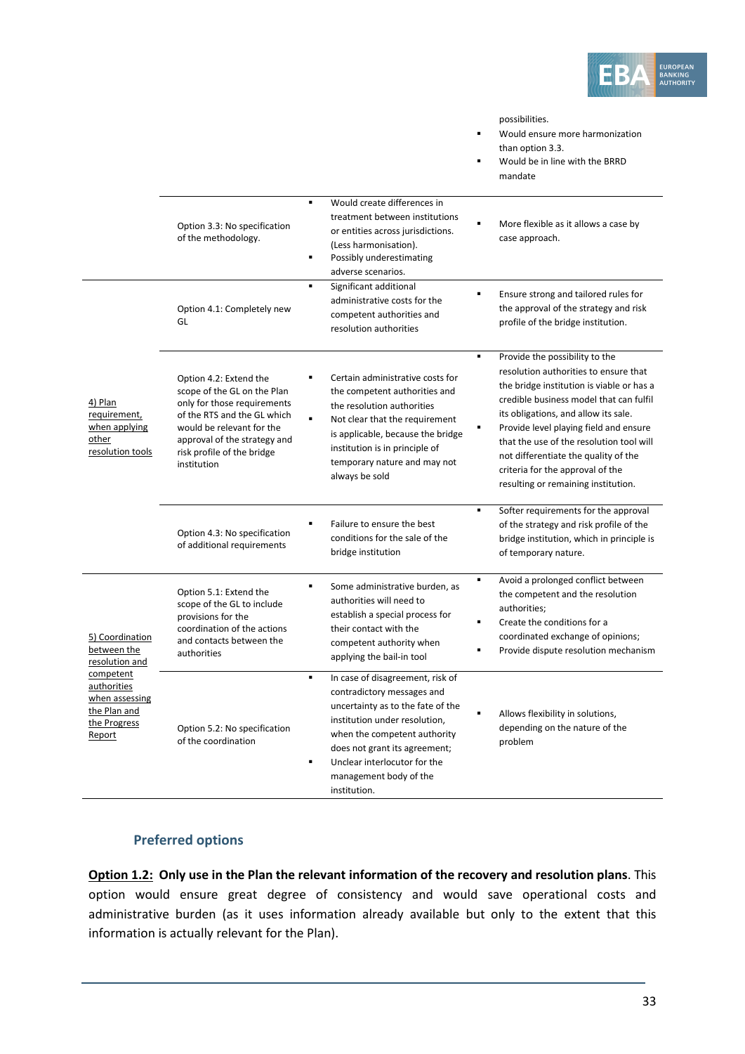| | | | |
|---|---|---|---|
| | | | possibilities.<br>▪ Would ensure more harmonization than option 3.3.<br>▪ Would be in line with the BRRD mandate |
| | Option 3.3: No specification of the methodology. | ▪ Would create differences in treatment between institutions or entities across jurisdictions. (Less harmonisation).<br>▪ Possibly underestimating adverse scenarios. | ▪ More flexible as it allows a case by case approach. |
| 4) Plan requirement, when applying other resolution tools | Option 4.1: Completely new GL | ▪ Significant additional administrative costs for the competent authorities and resolution authorities | ▪ Ensure strong and tailored rules for the approval of the strategy and risk profile of the bridge institution. |
| | Option 4.2: Extend the scope of the GL on the Plan only for those requirements of the RTS and the GL which would be relevant for the approval of the strategy and risk profile of the bridge institution | ▪ Certain administrative costs for the competent authorities and the resolution authorities<br>▪ Not clear that the requirement is applicable, because the bridge institution is in principle of temporary nature and may not always be sold | ▪ Provide the possibility to the resolution authorities to ensure that the bridge institution is viable or has a credible business model that can fulfil its obligations, and allow its sale.<br>▪ Provide level playing field and ensure that the use of the resolution tool will not differentiate the quality of the criteria for the approval of the resulting or remaining institution. |
| | Option 4.3: No specification of additional requirements | ▪ Failure to ensure the best conditions for the sale of the bridge institution | ▪ Softer requirements for the approval of the strategy and risk profile of the bridge institution, which in principle is of temporary nature. |
| 5) Coordination between the resolution and competent authorities when assessing the Plan and the Progress Report | Option 5.1: Extend the scope of the GL to include provisions for the coordination of the actions and contacts between the authorities | ▪ Some administrative burden, as authorities will need to establish a special process for their contact with the competent authority when applying the bail-in tool | ▪ Avoid a prolonged conflict between the competent and the resolution authorities;<br>▪ Create the conditions for a coordinated exchange of opinions;<br>▪ Provide dispute resolution mechanism |
| | Option 5.2: No specification of the coordination | ▪ In case of disagreement, risk of contradictory messages and uncertainty as to the fate of the institution under resolution, when the competent authority does not grant its agreement;<br>▪ Unclear interlocutor for the management body of the institution. | ▪ Allows flexibility in solutions, depending on the nature of the problem |

## Preferred options

**Option 1.2: Only use in the Plan the relevant information of the recovery and resolution plans**. This option would ensure great degree of consistency and would save operational costs and administrative burden (as it uses information already available but only to the extent that this information is actually relevant for the Plan).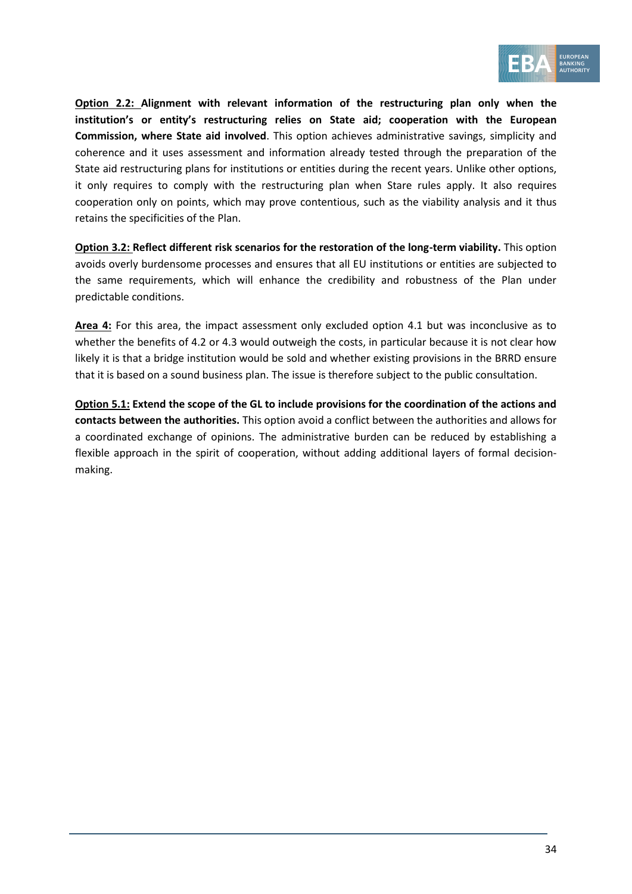<u>**Option 2.2:**</u> **Alignment with relevant information of the restructuring plan only when the institution's or entity's restructuring relies on State aid; cooperation with the European Commission, where State aid involved**. This option achieves administrative savings, simplicity and coherence and it uses assessment and information already tested through the preparation of the State aid restructuring plans for institutions or entities during the recent years. Unlike other options, it only requires to comply with the restructuring plan when Stare rules apply. It also requires cooperation only on points, which may prove contentious, such as the viability analysis and it thus retains the specificities of the Plan.

<u>**Option 3.2:**</u> **Reflect different risk scenarios for the restoration of the long-term viability.** This option avoids overly burdensome processes and ensures that all EU institutions or entities are subjected to the same requirements, which will enhance the credibility and robustness of the Plan under predictable conditions.

<u>**Area 4:**</u> For this area, the impact assessment only excluded option 4.1 but was inconclusive as to whether the benefits of 4.2 or 4.3 would outweigh the costs, in particular because it is not clear how likely it is that a bridge institution would be sold and whether existing provisions in the BRRD ensure that it is based on a sound business plan. The issue is therefore subject to the public consultation.

<u>**Option 5.1:**</u> **Extend the scope of the GL to include provisions for the coordination of the actions and contacts between the authorities.** This option avoid a conflict between the authorities and allows for a coordinated exchange of opinions. The administrative burden can be reduced by establishing a flexible approach in the spirit of cooperation, without adding additional layers of formal decision-making.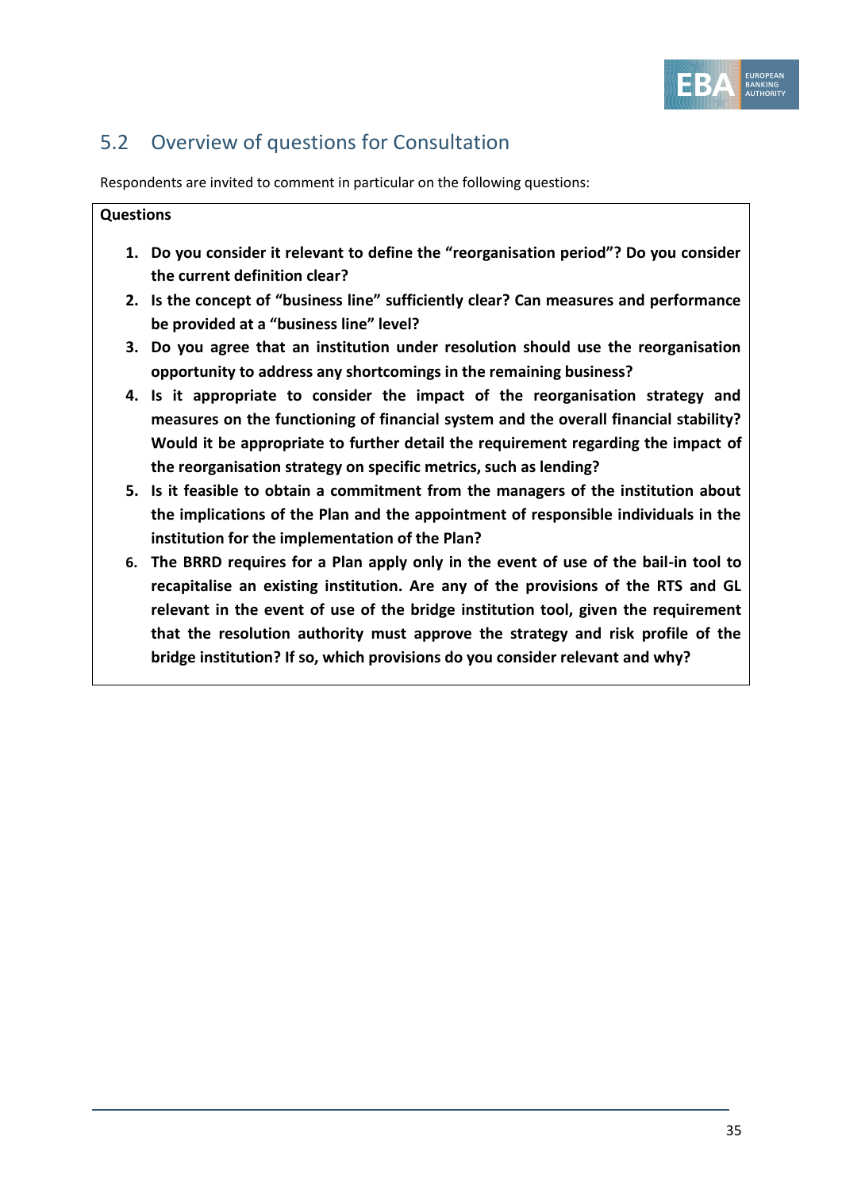## 5.2 Overview of questions for Consultation

Respondents are invited to comment in particular on the following questions:

**Questions**

1. **Do you consider it relevant to define the “reorganisation period”? Do you consider the current definition clear?**
2. **Is the concept of “business line” sufficiently clear? Can measures and performance be provided at a “business line” level?**
3. **Do you agree that an institution under resolution should use the reorganisation opportunity to address any shortcomings in the remaining business?**
4. **Is it appropriate to consider the impact of the reorganisation strategy and measures on the functioning of financial system and the overall financial stability? Would it be appropriate to further detail the requirement regarding the impact of the reorganisation strategy on specific metrics, such as lending?**
5. **Is it feasible to obtain a commitment from the managers of the institution about the implications of the Plan and the appointment of responsible individuals in the institution for the implementation of the Plan?**
6. **The BRRD requires for a Plan apply only in the event of use of the bail-in tool to recapitalise an existing institution. Are any of the provisions of the RTS and GL relevant in the event of use of the bridge institution tool, given the requirement that the resolution authority must approve the strategy and risk profile of the bridge institution? If so, which provisions do you consider relevant and why?**